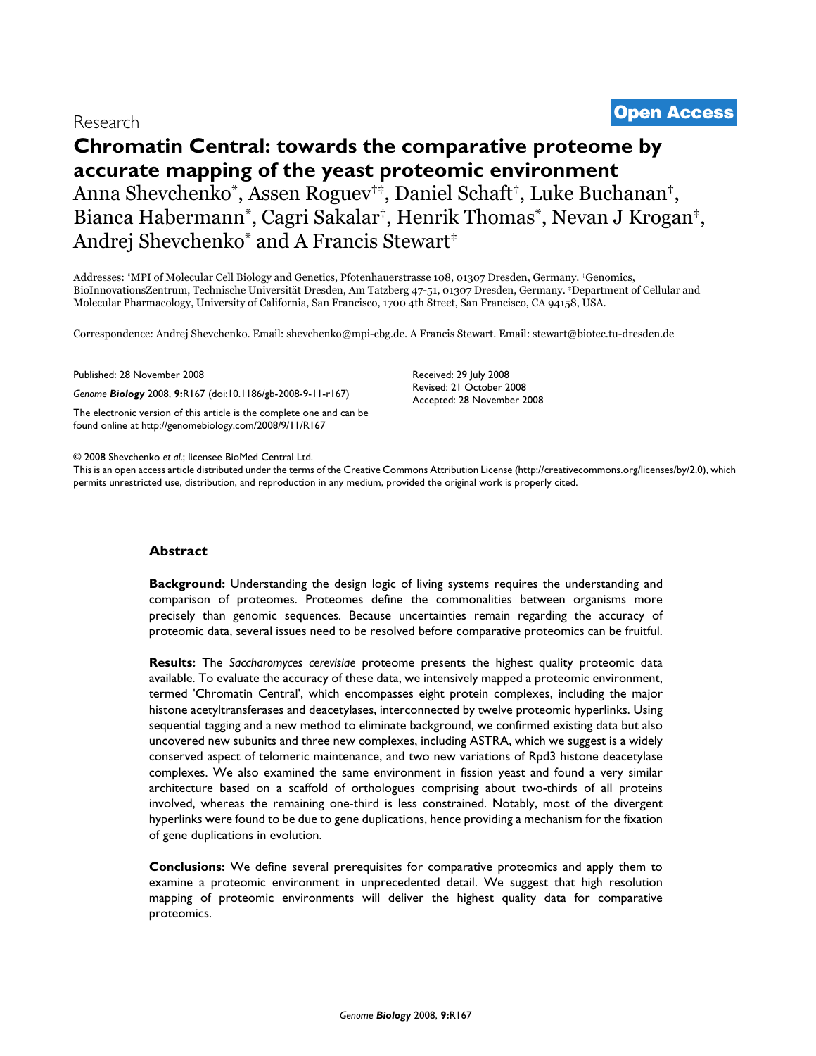Research

**Open Access**

# Chromatin Central: towards the comparative proteome by accurate mapping of the yeast proteomic environment

Anna Shevchenko[*], Assen Roguev[†‡], Daniel Schaft[†], Luke Buchanan[†], Bianca Habermann[*], Cagri Sakalar[†], Henrik Thomas[*], Nevan J Krogan[‡], Andrej Shevchenko[*] and A Francis Stewart[‡]

Addresses: [*]MPI of Molecular Cell Biology and Genetics, Pfotenhauerstrasse 108, 01307 Dresden, Germany. [†]Genomics, BioInnovationsZentrum, Technische Universität Dresden, Am Tatzberg 47-51, 01307 Dresden, Germany. [‡]Department of Cellular and Molecular Pharmacology, University of California, San Francisco, 1700 4th Street, San Francisco, CA 94158, USA.

Correspondence: Andrej Shevchenko. Email: shevchenko@mpi-cbg.de. A Francis Stewart. Email: stewart@biotec.tu-dresden.de

Published: 28 November 2008

*Genome* ***Biology*** 2008, **9:**R167 (doi:10.1186/gb-2008-9-11-r167)

The electronic version of this article is the complete one and can be found online at http://genomebiology.com/2008/9/11/R167

Received: 29 July 2008
Revised: 21 October 2008
Accepted: 28 November 2008

© 2008 Shevchenko *et al*.; licensee BioMed Central Ltd.
This is an open access article distributed under the terms of the Creative Commons Attribution License (http://creativecommons.org/licenses/by/2.0), which permits unrestricted use, distribution, and reproduction in any medium, provided the original work is properly cited.

## Abstract

**Background:** Understanding the design logic of living systems requires the understanding and comparison of proteomes. Proteomes define the commonalities between organisms more precisely than genomic sequences. Because uncertainties remain regarding the accuracy of proteomic data, several issues need to be resolved before comparative proteomics can be fruitful.

**Results:** The *Saccharomyces cerevisiae* proteome presents the highest quality proteomic data available. To evaluate the accuracy of these data, we intensively mapped a proteomic environment, termed 'Chromatin Central', which encompasses eight protein complexes, including the major histone acetyltransferases and deacetylases, interconnected by twelve proteomic hyperlinks. Using sequential tagging and a new method to eliminate background, we confirmed existing data but also uncovered new subunits and three new complexes, including ASTRA, which we suggest is a widely conserved aspect of telomeric maintenance, and two new variations of Rpd3 histone deacetylase complexes. We also examined the same environment in fission yeast and found a very similar architecture based on a scaffold of orthologues comprising about two-thirds of all proteins involved, whereas the remaining one-third is less constrained. Notably, most of the divergent hyperlinks were found to be due to gene duplications, hence providing a mechanism for the fixation of gene duplications in evolution.

**Conclusions:** We define several prerequisites for comparative proteomics and apply them to examine a proteomic environment in unprecedented detail. We suggest that high resolution mapping of proteomic environments will deliver the highest quality data for comparative proteomics.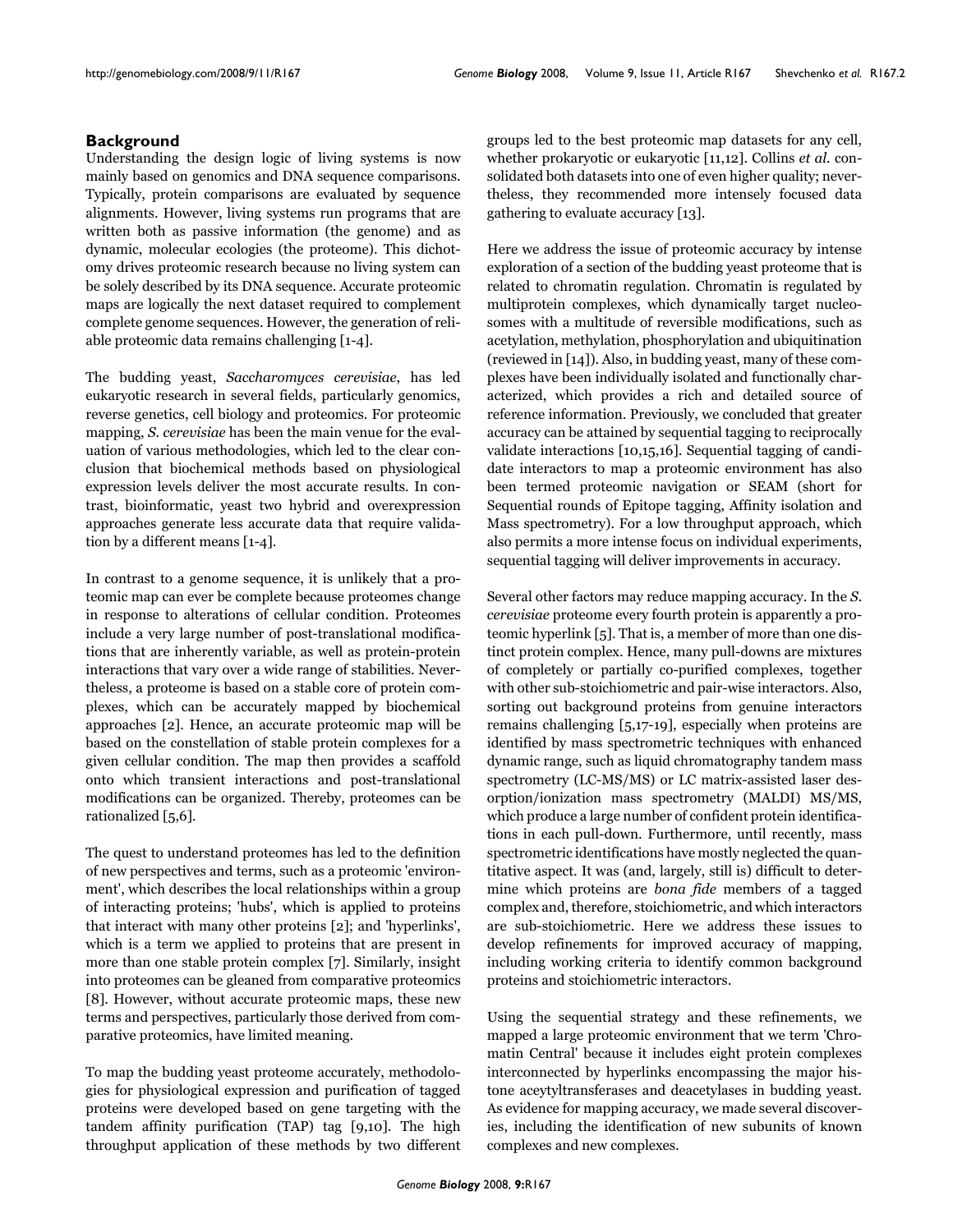## Background

Understanding the design logic of living systems is now mainly based on genomics and DNA sequence comparisons. Typically, protein comparisons are evaluated by sequence alignments. However, living systems run programs that are written both as passive information (the genome) and as dynamic, molecular ecologies (the proteome). This dichotomy drives proteomic research because no living system can be solely described by its DNA sequence. Accurate proteomic maps are logically the next dataset required to complement complete genome sequences. However, the generation of reliable proteomic data remains challenging [1-4].

The budding yeast, *Saccharomyces cerevisiae*, has led eukaryotic research in several fields, particularly genomics, reverse genetics, cell biology and proteomics. For proteomic mapping, *S. cerevisiae* has been the main venue for the evaluation of various methodologies, which led to the clear conclusion that biochemical methods based on physiological expression levels deliver the most accurate results. In contrast, bioinformatic, yeast two hybrid and overexpression approaches generate less accurate data that require validation by a different means [1-4].

In contrast to a genome sequence, it is unlikely that a proteomic map can ever be complete because proteomes change in response to alterations of cellular condition. Proteomes include a very large number of post-translational modifications that are inherently variable, as well as protein-protein interactions that vary over a wide range of stabilities. Nevertheless, a proteome is based on a stable core of protein complexes, which can be accurately mapped by biochemical approaches [2]. Hence, an accurate proteomic map will be based on the constellation of stable protein complexes for a given cellular condition. The map then provides a scaffold onto which transient interactions and post-translational modifications can be organized. Thereby, proteomes can be rationalized [5,6].

The quest to understand proteomes has led to the definition of new perspectives and terms, such as a proteomic 'environment', which describes the local relationships within a group of interacting proteins; 'hubs', which is applied to proteins that interact with many other proteins [2]; and 'hyperlinks', which is a term we applied to proteins that are present in more than one stable protein complex [7]. Similarly, insight into proteomes can be gleaned from comparative proteomics [8]. However, without accurate proteomic maps, these new terms and perspectives, particularly those derived from comparative proteomics, have limited meaning.

To map the budding yeast proteome accurately, methodologies for physiological expression and purification of tagged proteins were developed based on gene targeting with the tandem affinity purification (TAP) tag [9,10]. The high throughput application of these methods by two different groups led to the best proteomic map datasets for any cell, whether prokaryotic or eukaryotic [11,12]. Collins *et al.* consolidated both datasets into one of even higher quality; nevertheless, they recommended more intensely focused data gathering to evaluate accuracy [13].

Here we address the issue of proteomic accuracy by intense exploration of a section of the budding yeast proteome that is related to chromatin regulation. Chromatin is regulated by multiprotein complexes, which dynamically target nucleosomes with a multitude of reversible modifications, such as acetylation, methylation, phosphorylation and ubiquitination (reviewed in [14]). Also, in budding yeast, many of these complexes have been individually isolated and functionally characterized, which provides a rich and detailed source of reference information. Previously, we concluded that greater accuracy can be attained by sequential tagging to reciprocally validate interactions [10,15,16]. Sequential tagging of candidate interactors to map a proteomic environment has also been termed proteomic navigation or SEAM (short for Sequential rounds of Epitope tagging, Affinity isolation and Mass spectrometry). For a low throughput approach, which also permits a more intense focus on individual experiments, sequential tagging will deliver improvements in accuracy.

Several other factors may reduce mapping accuracy. In the *S. cerevisiae* proteome every fourth protein is apparently a proteomic hyperlink [5]. That is, a member of more than one distinct protein complex. Hence, many pull-downs are mixtures of completely or partially co-purified complexes, together with other sub-stoichiometric and pair-wise interactors. Also, sorting out background proteins from genuine interactors remains challenging [5,17-19], especially when proteins are identified by mass spectrometric techniques with enhanced dynamic range, such as liquid chromatography tandem mass spectrometry (LC-MS/MS) or LC matrix-assisted laser desorption/ionization mass spectrometry (MALDI) MS/MS, which produce a large number of confident protein identifications in each pull-down. Furthermore, until recently, mass spectrometric identifications have mostly neglected the quantitative aspect. It was (and, largely, still is) difficult to determine which proteins are *bona fide* members of a tagged complex and, therefore, stoichiometric, and which interactors are sub-stoichiometric. Here we address these issues to develop refinements for improved accuracy of mapping, including working criteria to identify common background proteins and stoichiometric interactors.

Using the sequential strategy and these refinements, we mapped a large proteomic environment that we term 'Chromatin Central' because it includes eight protein complexes interconnected by hyperlinks encompassing the major histone aceytyltransferases and deacetylases in budding yeast. As evidence for mapping accuracy, we made several discoveries, including the identification of new subunits of known complexes and new complexes.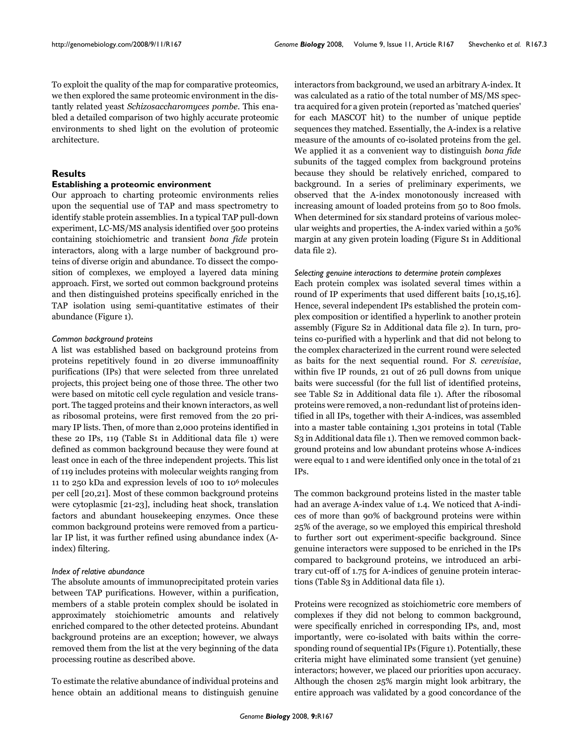To exploit the quality of the map for comparative proteomics, we then explored the same proteomic environment in the distantly related yeast *Schizosaccharomyces pombe*. This enabled a detailed comparison of two highly accurate proteomic environments to shed light on the evolution of proteomic architecture.

## Results

### Establishing a proteomic environment

Our approach to charting proteomic environments relies upon the sequential use of TAP and mass spectrometry to identify stable protein assemblies. In a typical TAP pull-down experiment, LC-MS/MS analysis identified over 500 proteins containing stoichiometric and transient *bona fide* protein interactors, along with a large number of background proteins of diverse origin and abundance. To dissect the composition of complexes, we employed a layered data mining approach. First, we sorted out common background proteins and then distinguished proteins specifically enriched in the TAP isolation using semi-quantitative estimates of their abundance (Figure 1).

#### *Common background proteins*

A list was established based on background proteins from proteins repetitively found in 20 diverse immunoaffinity purifications (IPs) that were selected from three unrelated projects, this project being one of those three. The other two were based on mitotic cell cycle regulation and vesicle transport. The tagged proteins and their known interactors, as well as ribosomal proteins, were first removed from the 20 primary IP lists. Then, of more than 2,000 proteins identified in these 20 IPs, 119 (Table S1 in Additional data file 1) were defined as common background because they were found at least once in each of the three independent projects. This list of 119 includes proteins with molecular weights ranging from 11 to 250 kDa and expression levels of 100 to $10^6$ molecules per cell [20,21]. Most of these common background proteins were cytoplasmic [21-23], including heat shock, translation factors and abundant housekeeping enzymes. Once these common background proteins were removed from a particular IP list, it was further refined using abundance index (A-index) filtering.

#### *Index of relative abundance*

The absolute amounts of immunoprecipitated protein varies between TAP purifications. However, within a purification, members of a stable protein complex should be isolated in approximately stoichiometric amounts and relatively enriched compared to the other detected proteins. Abundant background proteins are an exception; however, we always removed them from the list at the very beginning of the data processing routine as described above.

To estimate the relative abundance of individual proteins and hence obtain an additional means to distinguish genuine interactors from background, we used an arbitrary A-index. It was calculated as a ratio of the total number of MS/MS spectra acquired for a given protein (reported as 'matched queries' for each MASCOT hit) to the number of unique peptide sequences they matched. Essentially, the A-index is a relative measure of the amounts of co-isolated proteins from the gel. We applied it as a convenient way to distinguish *bona fide* subunits of the tagged complex from background proteins because they should be relatively enriched, compared to background. In a series of preliminary experiments, we observed that the A-index monotonously increased with increasing amount of loaded proteins from 50 to 800 fmols. When determined for six standard proteins of various molecular weights and properties, the A-index varied within a 50% margin at any given protein loading (Figure S1 in Additional data file 2).

#### *Selecting genuine interactions to determine protein complexes*

Each protein complex was isolated several times within a round of IP experiments that used different baits [10,15,16]. Hence, several independent IPs established the protein complex composition or identified a hyperlink to another protein assembly (Figure S2 in Additional data file 2). In turn, proteins co-purified with a hyperlink and that did not belong to the complex characterized in the current round were selected as baits for the next sequential round. For *S. cerevisiae*, within five IP rounds, 21 out of 26 pull downs from unique baits were successful (for the full list of identified proteins, see Table S2 in Additional data file 1). After the ribosomal proteins were removed, a non-redundant list of proteins identified in all IPs, together with their A-indices, was assembled into a master table containing 1,301 proteins in total (Table S3 in Additional data file 1). Then we removed common background proteins and low abundant proteins whose A-indices were equal to 1 and were identified only once in the total of 21 IPs.

The common background proteins listed in the master table had an average A-index value of 1.4. We noticed that A-indices of more than 90% of background proteins were within 25% of the average, so we employed this empirical threshold to further sort out experiment-specific background. Since genuine interactors were supposed to be enriched in the IPs compared to background proteins, we introduced an arbitrary cut-off of 1.75 for A-indices of genuine protein interactions (Table S3 in Additional data file 1).

Proteins were recognized as stoichiometric core members of complexes if they did not belong to common background, were specifically enriched in corresponding IPs, and, most importantly, were co-isolated with baits within the corresponding round of sequential IPs (Figure 1). Potentially, these criteria might have eliminated some transient (yet genuine) interactors; however, we placed our priorities upon accuracy. Although the chosen 25% margin might look arbitrary, the entire approach was validated by a good concordance of the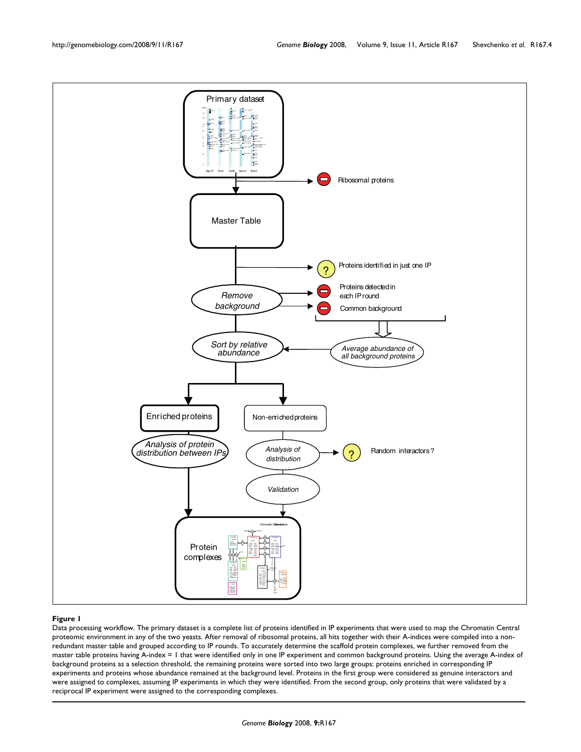**Figure 1**

Data processing workflow. The primary dataset is a complete list of proteins identified in IP experiments that were used to map the Chromatin Central proteomic environment in any of the two yeasts. After removal of ribosomal proteins, all hits together with their A-indices were compiled into a non-redundant master table and grouped according to IP rounds. To accurately determine the scaffold protein complexes, we further removed from the master table proteins having A-index = 1 that were identified only in one IP experiment and common background proteins. Using the average A-index of background proteins as a selection threshold, the remaining proteins were sorted into two large groups: proteins enriched in corresponding IP experiments and proteins whose abundance remained at the background level. Proteins in the first group were considered as genuine interactors and were assigned to complexes, assuming IP experiments in which they were identified. From the second group, only proteins that were validated by a reciprocal IP experiment were assigned to the corresponding complexes.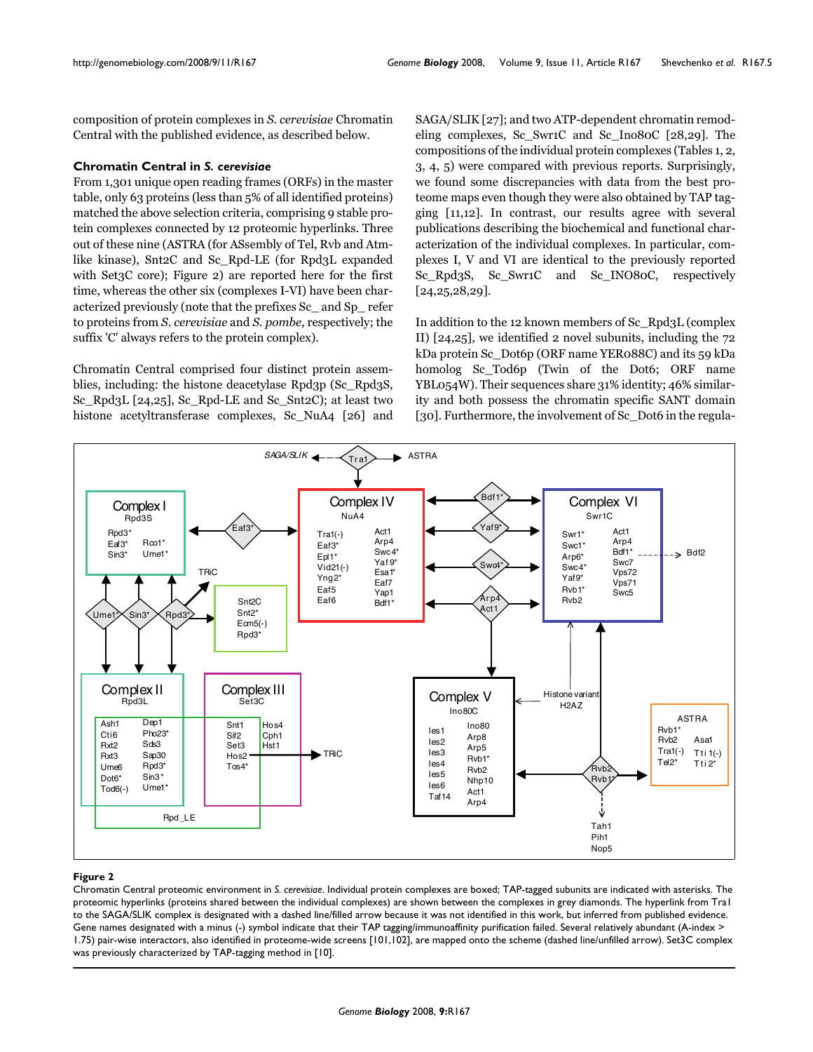composition of protein complexes in *S. cerevisiae* Chromatin Central with the published evidence, as described below.

### Chromatin Central in *S. cerevisiae*

From 1,301 unique open reading frames (ORFs) in the master table, only 63 proteins (less than 5% of all identified proteins) matched the above selection criteria, comprising 9 stable protein complexes connected by 12 proteomic hyperlinks. Three out of these nine (ASTRA (for ASsembly of Tel, Rvb and Atm-like kinase), Snt2C and Sc_Rpd-LE (for Rpd3L expanded with Set3C core); Figure 2) are reported here for the first time, whereas the other six (complexes I-VI) have been characterized previously (note that the prefixes Sc_ and Sp_ refer to proteins from *S. cerevisiae* and *S. pombe*, respectively; the suffix 'C' always refers to the protein complex).

Chromatin Central comprised four distinct protein assemblies, including: the histone deacetylase Rpd3p (Sc_Rpd3S, Sc_Rpd3L [24,25], Sc_Rpd-LE and Sc_Snt2C); at least two histone acetyltransferase complexes, Sc_NuA4 [26] and SAGA/SLIK [27]; and two ATP-dependent chromatin remodeling complexes, Sc_Swr1C and Sc_Ino80C [28,29]. The compositions of the individual protein complexes (Tables 1, 2, 3, 4, 5) were compared with previous reports. Surprisingly, we found some discrepancies with data from the best proteome maps even though they were also obtained by TAP tagging [11,12]. In contrast, our results agree with several publications describing the biochemical and functional characterization of the individual complexes. In particular, complexes I, V and VI are identical to the previously reported Sc_Rpd3S, Sc_Swr1C and Sc_INO80C, respectively [24,25,28,29].

In addition to the 12 known members of Sc_Rpd3L (complex II) [24,25], we identified 2 novel subunits, including the 72 kDa protein Sc_Dot6p (ORF name YER088C) and its 59 kDa homolog Sc_Tod6p (Twin of the Dot6; ORF name YBL054W). Their sequences share 31% identity; 46% similarity and both possess the chromatin specific SANT domain [30]. Furthermore, the involvement of Sc_Dot6 in the regula-

**Figure 2**

Chromatin Central proteomic environment in *S. cerevisiae*. Individual protein complexes are boxed; TAP-tagged subunits are indicated with asterisks. The proteomic hyperlinks (proteins shared between the individual complexes) are shown between the complexes in grey diamonds. The hyperlink from Tra1 to the SAGA/SLIK complex is designated with a dashed line/filled arrow because it was not identified in this work, but inferred from published evidence. Gene names designated with a minus (-) symbol indicate that their TAP tagging/immunoaffinity purification failed. Several relatively abundant (A-index > 1.75) pair-wise interactors, also identified in proteome-wide screens [101,102], are mapped onto the scheme (dashed line/unfilled arrow). Set3C complex was previously characterized by TAP-tagging method in [10].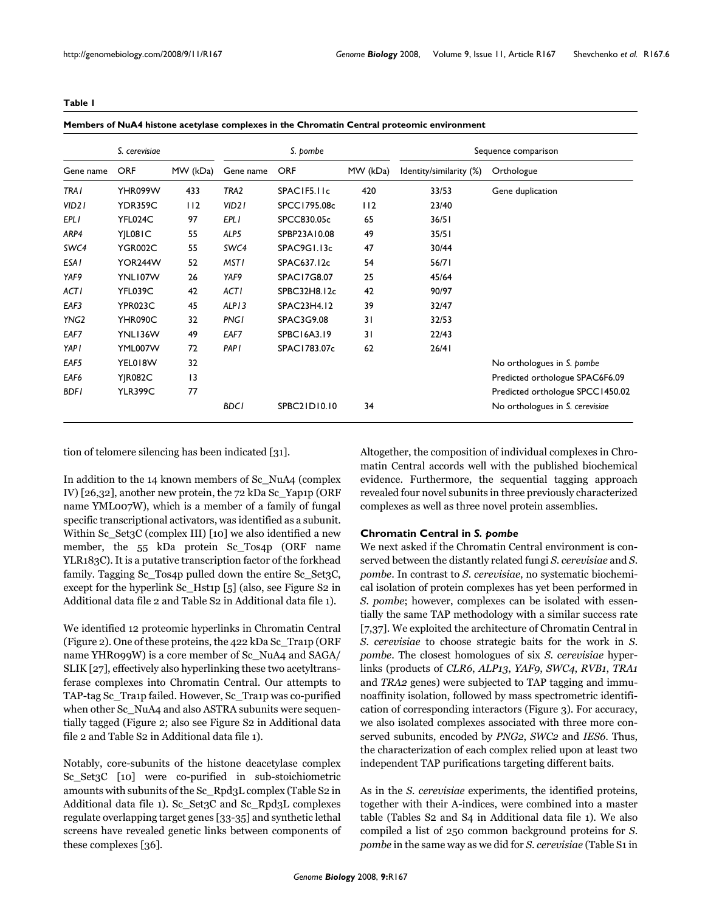**Table 1**

**Members of NuA4 histone acetylase complexes in the Chromatin Central proteomic environment**

| *S. cerevisiae* | | | *S. pombe* | | | Sequence comparison | |
|---|---|---|---|---|---|---|---|
| Gene name | ORF | MW (kDa) | Gene name | ORF | MW (kDa) | Identity/similarity (%) | Orthologue |
| *TRA1* | YHR099W | 433 | *TRA2* | SPAC1F5.11c | 420 | 33/53 | Gene duplication |
| *VID21* | YDR359C | 112 | *VID21* | SPCC1795.08c | 112 | 23/40 | |
| *EPL1* | YFL024C | 97 | *EPL1* | SPCC830.05c | 65 | 36/51 | |
| *ARP4* | YJL081C | 55 | *ALP5* | SPBP23A10.08 | 49 | 35/51 | |
| *SWC4* | YGR002C | 55 | *SWC4* | SPAC9G1.13c | 47 | 30/44 | |
| *ESA1* | YOR244W | 52 | *MST1* | SPAC637.12c | 54 | 56/71 | |
| *YAF9* | YNL107W | 26 | *YAF9* | SPAC17G8.07 | 25 | 45/64 | |
| *ACT1* | YFL039C | 42 | *ACT1* | SPBC32H8.12c | 42 | 90/97 | |
| *EAF3* | YPR023C | 45 | *ALP13* | SPAC23H4.12 | 39 | 32/47 | |
| *YNG2* | YHR090C | 32 | *PNG1* | SPAC3G9.08 | 31 | 32/53 | |
| *EAF7* | YNL136W | 49 | *EAF7* | SPBC16A3.19 | 31 | 22/43 | |
| *YAP1* | YML007W | 72 | *PAP1* | SPAC1783.07c | 62 | 26/41 | |
| *EAF5* | YEL018W | 32 | | | | | No orthologues in *S. pombe* |
| *EAF6* | YJR082C | 13 | | | | | Predicted orthologue SPAC6F6.09 |
| *BDF1* | YLR399C | 77 | | | | | Predicted orthologue SPCC1450.02 |
| | | | *BDC1* | SPBC21D10.10 | 34 | | No orthologues in *S. cerevisiae* |

tion of telomere silencing has been indicated [31].

In addition to the 14 known members of Sc_NuA4 (complex IV) [26,32], another new protein, the 72 kDa Sc_Yap1p (ORF name YML007W), which is a member of a family of fungal specific transcriptional activators, was identified as a subunit. Within Sc_Set3C (complex III) [10] we also identified a new member, the 55 kDa protein Sc_Tos4p (ORF name YLR183C). It is a putative transcription factor of the forkhead family. Tagging Sc_Tos4p pulled down the entire Sc_Set3C, except for the hyperlink Sc_Hst1p [5] (also, see Figure S2 in Additional data file 2 and Table S2 in Additional data file 1).

We identified 12 proteomic hyperlinks in Chromatin Central (Figure 2). One of these proteins, the 422 kDa Sc_Tra1p (ORF name YHR099W) is a core member of Sc_NuA4 and SAGA/SLIK [27], effectively also hyperlinking these two acetyltransferase complexes into Chromatin Central. Our attempts to TAP-tag Sc_Tra1p failed. However, Sc_Tra1p was co-purified when other Sc_NuA4 and also ASTRA subunits were sequentially tagged (Figure 2; also see Figure S2 in Additional data file 2 and Table S2 in Additional data file 1).

Notably, core-subunits of the histone deacetylase complex Sc_Set3C [10] were co-purified in sub-stoichiometric amounts with subunits of the Sc_Rpd3L complex (Table S2 in Additional data file 1). Sc_Set3C and Sc_Rpd3L complexes regulate overlapping target genes [33-35] and synthetic lethal screens have revealed genetic links between components of these complexes [36].

Altogether, the composition of individual complexes in Chromatin Central accords well with the published biochemical evidence. Furthermore, the sequential tagging approach revealed four novel subunits in three previously characterized complexes as well as three novel protein assemblies.

### Chromatin Central in *S. pombe*

We next asked if the Chromatin Central environment is conserved between the distantly related fungi *S. cerevisiae* and *S. pombe*. In contrast to *S. cerevisiae*, no systematic biochemical isolation of protein complexes has yet been performed in *S. pombe*; however, complexes can be isolated with essentially the same TAP methodology with a similar success rate [7,37]. We exploited the architecture of Chromatin Central in *S. cerevisiae* to choose strategic baits for the work in *S. pombe*. The closest homologues of six *S. cerevisiae* hyperlinks (products of *CLR6*, *ALP13*, *YAF9*, *SWC4*, *RVB1*, *TRA1* and *TRA2* genes) were subjected to TAP tagging and immunoaffinity isolation, followed by mass spectrometric identification of corresponding interactors (Figure 3). For accuracy, we also isolated complexes associated with three more conserved subunits, encoded by *PNG2*, *SWC2* and *IES6*. Thus, the characterization of each complex relied upon at least two independent TAP purifications targeting different baits.

As in the *S. cerevisiae* experiments, the identified proteins, together with their A-indices, were combined into a master table (Tables S2 and S4 in Additional data file 1). We also compiled a list of 250 common background proteins for *S. pombe* in the same way as we did for *S. cerevisiae* (Table S1 in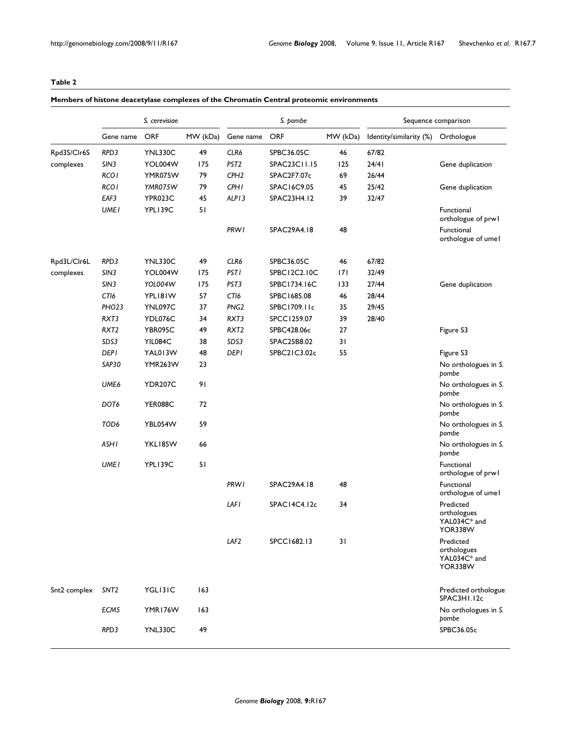**Table 2**

**Members of histone deacetylase complexes of the Chromatin Central proteomic environments**

| | *S. cerevisiae* | | | *S. pombe* | | | Sequence comparison | |
|---|---|---|---|---|---|---|---|---|
| | Gene name | ORF | MW (kDa) | Gene name | ORF | MW (kDa) | Identity/similarity (%) | Orthologue |
| Rpd3S/Clr6S complexes | *RPD3* | YNL330C | 49 | *CLR6* | SPBC36.05C | 46 | 67/82 | |
| | *SIN3* | YOL004W | 175 | *PST2* | SPAC23C11.15 | 125 | 24/41 | Gene duplication |
| | *RCO1* | YMR075W | 79 | *CPH2* | SPAC2F7.07c | 69 | 26/44 | |
| | *RCO1* | *YMR075W* | 79 | *CPH1* | SPAC16C9.05 | 45 | 25/42 | Gene duplication |
| | *EAF3* | YPR023C | 45 | *ALP13* | SPAC23H4.12 | 39 | 32/47 | |
| | *UME1* | YPL139C | 51 | | | | | Functional orthologue of prw1 |
| | | | | *PRW1* | SPAC29A4.18 | 48 | | Functional orthologue of ume1 |
| Rpd3L/Clr6L complexes | *RPD3* | YNL330C | 49 | *CLR6* | SPBC36.05C | 46 | 67/82 | |
| | *SIN3* | YOL004W | 175 | *PST1* | SPBC12C2.10C | 171 | 32/49 | |
| | *SIN3* | *YOL004W* | 175 | *PST3* | SPBC1734.16C | 133 | 27/44 | Gene duplication |
| | *CTI6* | YPL181W | 57 | *CTI6* | SPBC1685.08 | 46 | 28/44 | |
| | *PHO23* | YNL097C | 37 | *PNG2* | SPBC1709.11c | 35 | 29/45 | |
| | *RXT3* | YDL076C | 34 | *RXT3* | SPCC1259.07 | 39 | 28/40 | |
| | *RXT2* | YBR095C | 49 | *RXT2* | SPBC428.06c | 27 | | Figure S3 |
| | *SDS3* | YIL084C | 38 | *SDS3* | SPAC25B8.02 | 31 | | |
| | *DEP1* | YAL013W | 48 | *DEP1* | SPBC21C3.02c | 55 | | Figure S3 |
| | *SAP30* | YMR263W | 23 | | | | | No orthologues in *S. pombe* |
| | *UME6* | YDR207C | 91 | | | | | No orthologues in *S. pombe* |
| | *DOT6* | YER088C | 72 | | | | | No orthologues in *S. pombe* |
| | *TOD6* | YBL054W | 59 | | | | | No orthologues in *S. pombe* |
| | *ASH1* | YKL185W | 66 | | | | | No orthologues in *S. pombe* |
| | *UME1* | YPL139C | 51 | | | | | Functional orthologue of prw1 |
| | | | | *PRW1* | SPAC29A4.18 | 48 | | Functional orthologue of ume1 |
| | | | | *LAF1* | SPAC14C4.12c | 34 | | Predicted orthologues YAL034C* and YOR338W |
| | | | | *LAF2* | SPCC1682.13 | 31 | | Predicted orthologues YAL034C* and YOR338W |
| Snt2 complex | *SNT2* | YGL131C | 163 | | | | | Predicted orthologue SPAC3H1.12c |
| | *ECM5* | YMR176W | 163 | | | | | No orthologues in *S. pombe* |
| | *RPD3* | YNL330C | 49 | | | | | SPBC36.05c |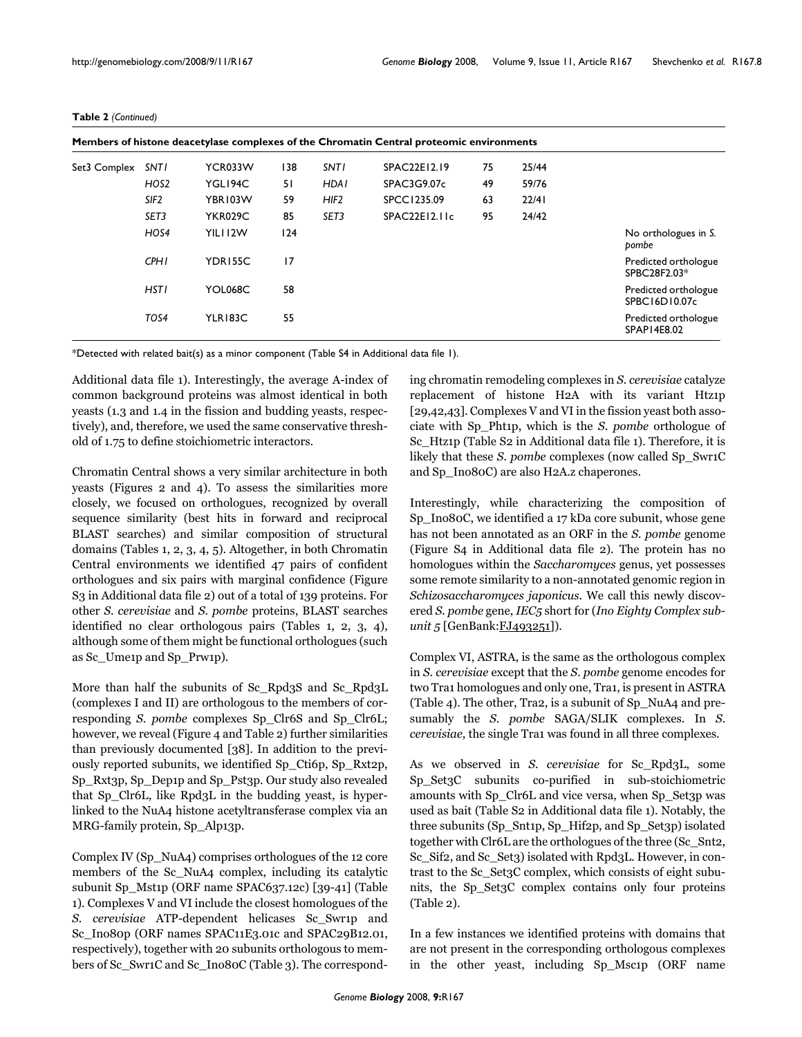**Table 2** *(Continued)*

**Members of histone deacetylase complexes of the Chromatin Central proteomic environments**

| | | | | | | | | |
|---|---|---|---|---|---|---|---|---|
| Set3 Complex | *SNT1* | YCR033W | 138 | *SNT1* | SPAC22E12.19 | 75 | 25/44 | |
| | *HOS2* | YGL194C | 51 | *HDA1* | SPAC3G9.07c | 49 | 59/76 | |
| | *SIF2* | YBR103W | 59 | *HIF2* | SPCC1235.09 | 63 | 22/41 | |
| | *SET3* | YKR029C | 85 | *SET3* | SPAC22E12.11c | 95 | 24/42 | |
| | *HOS4* | YIL112W | 124 | | | | | No orthologues in *S. pombe* |
| | *CPH1* | YDR155C | 17 | | | | | Predicted orthologue SPBC28F2.03* |
| | *HST1* | YOL068C | 58 | | | | | Predicted orthologue SPBC16D10.07c |
| | *TOS4* | YLR183C | 55 | | | | | Predicted orthologue SPAP14E8.02 |

*Detected with related bait(s) as a minor component (Table S4 in Additional data file 1).

Additional data file 1). Interestingly, the average A-index of common background proteins was almost identical in both yeasts (1.3 and 1.4 in the fission and budding yeasts, respectively), and, therefore, we used the same conservative threshold of 1.75 to define stoichiometric interactors.

Chromatin Central shows a very similar architecture in both yeasts (Figures 2 and 4). To assess the similarities more closely, we focused on orthologues, recognized by overall sequence similarity (best hits in forward and reciprocal BLAST searches) and similar composition of structural domains (Tables 1, 2, 3, 4, 5). Altogether, in both Chromatin Central environments we identified 47 pairs of confident orthologues and six pairs with marginal confidence (Figure S3 in Additional data file 2) out of a total of 139 proteins. For other *S. cerevisiae* and *S. pombe* proteins, BLAST searches identified no clear orthologous pairs (Tables 1, 2, 3, 4), although some of them might be functional orthologues (such as Sc_Ume1p and Sp_Prw1p).

More than half the subunits of Sc_Rpd3S and Sc_Rpd3L (complexes I and II) are orthologous to the members of corresponding *S. pombe* complexes Sp_Clr6S and Sp_Clr6L; however, we reveal (Figure 4 and Table 2) further similarities than previously documented [38]. In addition to the previously reported subunits, we identified Sp_Cti6p, Sp_Rxt2p, Sp_Rxt3p, Sp_Dep1p and Sp_Pst3p. Our study also revealed that Sp_Clr6L, like Rpd3L in the budding yeast, is hyperlinked to the NuA4 histone acetyltransferase complex via an MRG-family protein, Sp_Alp13p.

Complex IV (Sp_NuA4) comprises orthologues of the 12 core members of the Sc_NuA4 complex, including its catalytic subunit Sp_Mst1p (ORF name SPAC637.12c) [39-41] (Table 1). Complexes V and VI include the closest homologues of the *S. cerevisiae* ATP-dependent helicases Sc_Swr1p and Sc_Ino80p (ORF names SPAC11E3.01c and SPAC29B12.01, respectively), together with 20 subunits orthologous to members of Sc_Swr1C and Sc_Ino80C (Table 3). The corresponding chromatin remodeling complexes in *S. cerevisiae* catalyze replacement of histone H2A with its variant Htz1p [29,42,43]. Complexes V and VI in the fission yeast both associate with Sp_Pht1p, which is the *S. pombe* orthologue of Sc_Htz1p (Table S2 in Additional data file 1). Therefore, it is likely that these *S. pombe* complexes (now called Sp_Swr1C and Sp_Ino80C) are also H2A.z chaperones.

Interestingly, while characterizing the composition of Sp_Ino80C, we identified a 17 kDa core subunit, whose gene has not been annotated as an ORF in the *S. pombe* genome (Figure S4 in Additional data file 2). The protein has no homologues within the *Saccharomyces* genus, yet possesses some remote similarity to a non-annotated genomic region in *Schizosaccharomyces japonicus*. We call this newly discovered *S. pombe* gene, *IEC5* short for (*Ino Eighty Complex subunit 5* [GenBank:FJ493251]).

Complex VI, ASTRA, is the same as the orthologous complex in *S. cerevisiae* except that the *S. pombe* genome encodes for two Tra1 homologues and only one, Tra1, is present in ASTRA (Table 4). The other, Tra2, is a subunit of Sp_NuA4 and presumably the *S. pombe* SAGA/SLIK complexes. In *S. cerevisiae*, the single Tra1 was found in all three complexes.

As we observed in *S. cerevisiae* for Sc_Rpd3L, some Sp_Set3C subunits co-purified in sub-stoichiometric amounts with Sp_Clr6L and vice versa, when Sp_Set3p was used as bait (Table S2 in Additional data file 1). Notably, the three subunits (Sp_Snt1p, Sp_Hif2p, and Sp_Set3p) isolated together with Clr6L are the orthologues of the three (Sc_Snt2, Sc_Sif2, and Sc_Set3) isolated with Rpd3L. However, in contrast to the Sc_Set3C complex, which consists of eight subunits, the Sp_Set3C complex contains only four proteins (Table 2).

In a few instances we identified proteins with domains that are not present in the corresponding orthologous complexes in the other yeast, including Sp_Msc1p (ORF name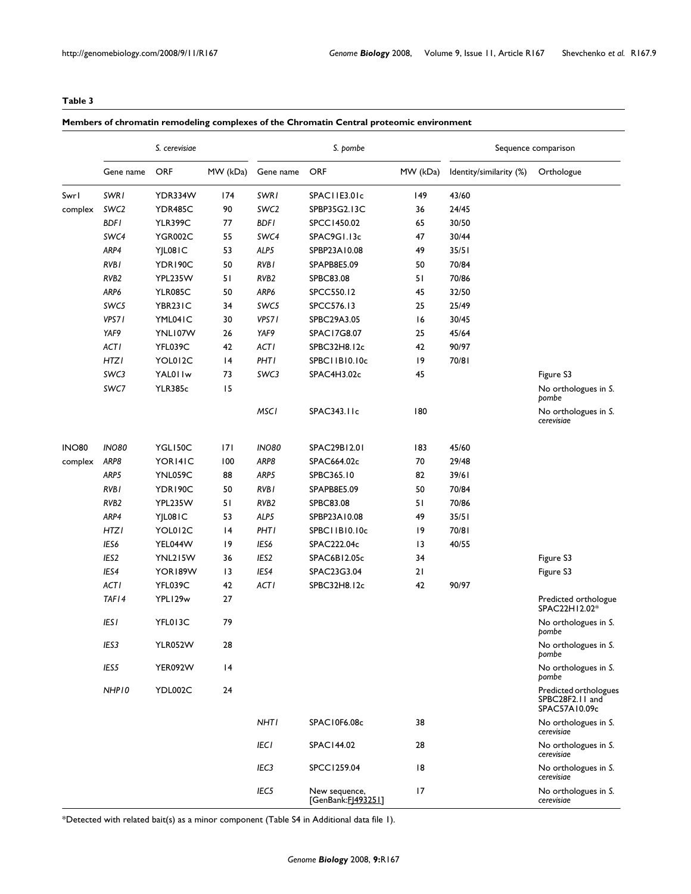**Table 3**

**Members of chromatin remodeling complexes of the Chromatin Central proteomic environment**

| | *S. cerevisiae* | | | *S. pombe* | | | Sequence comparison | |
|---|---|---|---|---|---|---|---|---|
| | Gene name | ORF | MW (kDa) | Gene name | ORF | MW (kDa) | Identity/similarity (%) | Orthologue |
| Swr1 complex | *SWR1* | YDR334W | 174 | *SWR1* | SPAC11E3.01c | 149 | 43/60 | |
| | *SWC2* | YDR485C | 90 | *SWC2* | SPBP35G2.13C | 36 | 24/45 | |
| | *BDF1* | YLR399C | 77 | *BDF1* | SPCC1450.02 | 65 | 30/50 | |
| | *SWC4* | YGR002C | 55 | *SWC4* | SPAC9G1.13c | 47 | 30/44 | |
| | *ARP4* | YJL081C | 53 | *ALP5* | SPBP23A10.08 | 49 | 35/51 | |
| | *RVB1* | YDR190C | 50 | *RVB1* | SPAPB8E5.09 | 50 | 70/84 | |
| | *RVB2* | YPL235W | 51 | *RVB2* | SPBC83.08 | 51 | 70/86 | |
| | *ARP6* | YLR085C | 50 | *ARP6* | SPCC550.12 | 45 | 32/50 | |
| | *SWC5* | YBR231C | 34 | *SWC5* | SPCC576.13 | 25 | 25/49 | |
| | *VPS71* | YML041C | 30 | *VPS71* | SPBC29A3.05 | 16 | 30/45 | |
| | *YAF9* | YNL107W | 26 | *YAF9* | SPAC17G8.07 | 25 | 45/64 | |
| | *ACT1* | YFL039C | 42 | *ACT1* | SPBC32H8.12c | 42 | 90/97 | |
| | *HTZ1* | YOL012C | 14 | *PHT1* | SPBC11B10.10c | 19 | 70/81 | |
| | *SWC3* | YAL011w | 73 | *SWC3* | SPAC4H3.02c | 45 | | Figure S3 |
| | *SWC7* | YLR385c | 15 | | | | | No orthologues in *S. pombe* |
| | | | | *MSC1* | SPAC343.11c | 180 | | No orthologues in *S. cerevisiae* |
| INO80 complex | *INO80* | YGL150C | 171 | *INO80* | SPAC29B12.01 | 183 | 45/60 | |
| | *ARP8* | YOR141C | 100 | *ARP8* | SPAC664.02c | 70 | 29/48 | |
| | *ARP5* | YNL059C | 88 | *ARP5* | SPBC365.10 | 82 | 39/61 | |
| | *RVB1* | YDR190C | 50 | *RVB1* | SPAPB8E5.09 | 50 | 70/84 | |
| | *RVB2* | YPL235W | 51 | *RVB2* | SPBC83.08 | 51 | 70/86 | |
| | *ARP4* | YJL081C | 53 | *ALP5* | SPBP23A10.08 | 49 | 35/51 | |
| | *HTZ1* | YOL012C | 14 | *PHT1* | SPBC11B10.10c | 19 | 70/81 | |
| | *IES6* | YEL044W | 19 | *IES6* | SPAC222.04c | 13 | 40/55 | |
| | *IES2* | YNL215W | 36 | *IES2* | SPAC6B12.05c | 34 | | Figure S3 |
| | *IES4* | YOR189W | 13 | *IES4* | SPAC23G3.04 | 21 | | Figure S3 |
| | *ACT1* | YFL039C | 42 | *ACT1* | SPBC32H8.12c | 42 | 90/97 | |
| | *TAF14* | YPL129w | 27 | | | | | Predicted orthologue SPAC22H12.02* |
| | *IES1* | YFL013C | 79 | | | | | No orthologues in *S. pombe* |
| | *IES3* | YLR052W | 28 | | | | | No orthologues in *S. pombe* |
| | *IES5* | YER092W | 14 | | | | | No orthologues in *S. pombe* |
| | *NHP10* | YDL002C | 24 | | | | | Predicted orthologues SPBC28F2.11 and SPAC57A10.09c |
| | | | | *NHT1* | SPAC10F6.08c | 38 | | No orthologues in *S. cerevisiae* |
| | | | | *IEC1* | SPAC144.02 | 28 | | No orthologues in *S. cerevisiae* |
| | | | | *IEC3* | SPCC1259.04 | 18 | | No orthologues in *S. cerevisiae* |
| | | | | *IEC5* | New sequence, [GenBank:FJ493251] | 17 | | No orthologues in *S. cerevisiae* |

*Detected with related bait(s) as a minor component (Table S4 in Additional data file 1).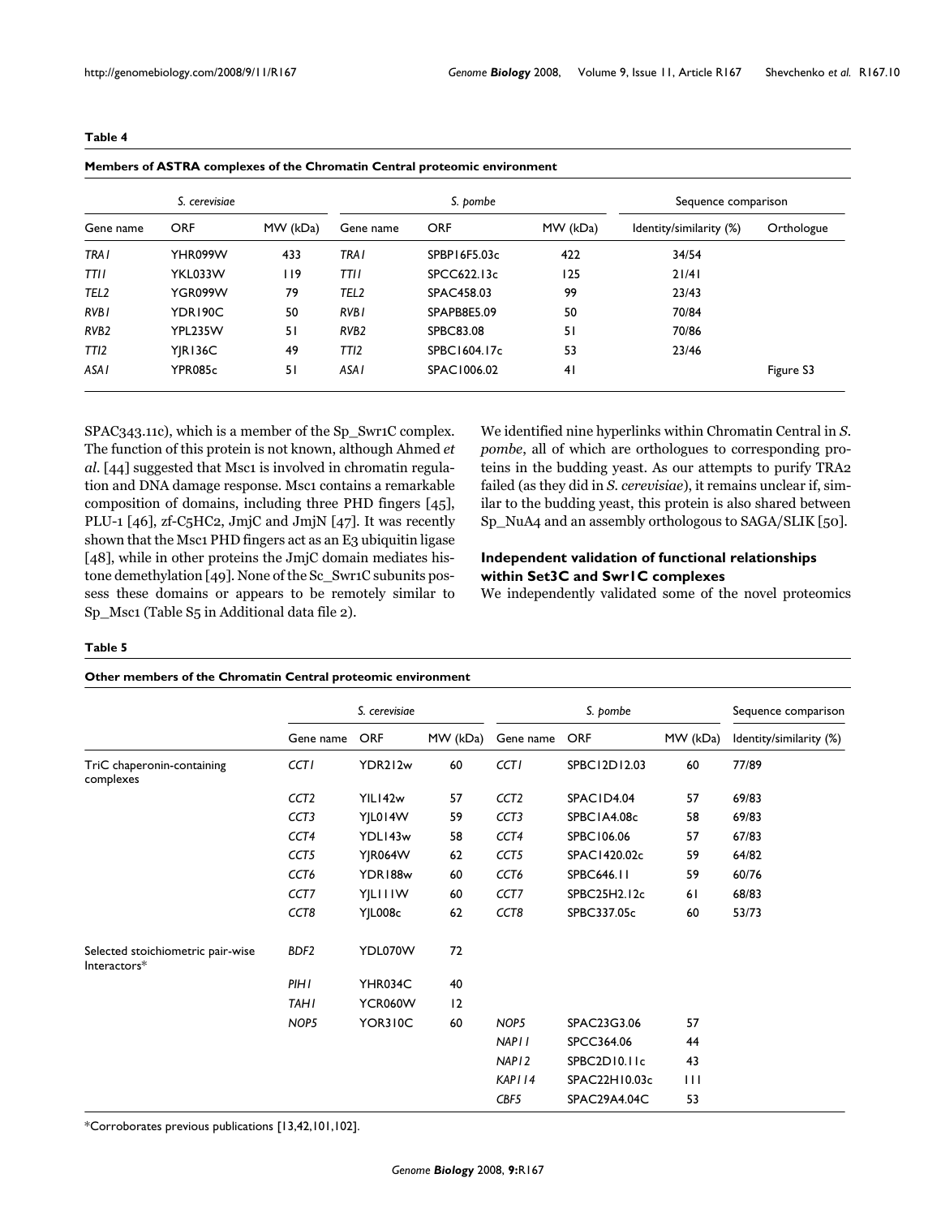**Table 4**

**Members of ASTRA complexes of the Chromatin Central proteomic environment**

| *S. cerevisiae* | | | *S. pombe* | | | Sequence comparison | |
|---|---|---|---|---|---|---|---|
| Gene name | ORF | MW (kDa) | Gene name | ORF | MW (kDa) | Identity/similarity (%) | Orthologue |
| *TRA1* | YHR099W | 433 | *TRA1* | SPBP16F5.03c | 422 | 34/54 | |
| *TTI1* | YKL033W | 119 | *TTI1* | SPCC622.13c | 125 | 21/41 | |
| *TEL2* | YGR099W | 79 | *TEL2* | SPAC458.03 | 99 | 23/43 | |
| *RVB1* | YDR190C | 50 | *RVB1* | SPAPB8E5.09 | 50 | 70/84 | |
| *RVB2* | YPL235W | 51 | *RVB2* | SPBC83.08 | 51 | 70/86 | |
| *TTI2* | YJR136C | 49 | *TTI2* | SPBC1604.17c | 53 | 23/46 | |
| *ASA1* | YPR085c | 51 | *ASA1* | SPAC1006.02 | 41 | | Figure S3 |

SPAC343.11c), which is a member of the Sp_Swr1C complex. The function of this protein is not known, although Ahmed *et al*. [44] suggested that Msc1 is involved in chromatin regulation and DNA damage response. Msc1 contains a remarkable composition of domains, including three PHD fingers [45], PLU-1 [46], zf-C5HC2, JmjC and JmjN [47]. It was recently shown that the Msc1 PHD fingers act as an E3 ubiquitin ligase [48], while in other proteins the JmjC domain mediates histone demethylation [49]. None of the Sc_Swr1C subunits possess these domains or appears to be remotely similar to Sp_Msc1 (Table S5 in Additional data file 2).

We identified nine hyperlinks within Chromatin Central in *S. pombe*, all of which are orthologues to corresponding proteins in the budding yeast. As our attempts to purify TRA2 failed (as they did in *S. cerevisiae*), it remains unclear if, similar to the budding yeast, this protein is also shared between Sp_NuA4 and an assembly orthologous to SAGA/SLIK [50].

### Independent validation of functional relationships within Set3C and Swr1C complexes

We independently validated some of the novel proteomics

**Table 5**

**Other members of the Chromatin Central proteomic environment**

| | *S. cerevisiae* | | | *S. pombe* | | | Sequence comparison |
|---|---|---|---|---|---|---|---|
| | Gene name | ORF | MW (kDa) | Gene name | ORF | MW (kDa) | Identity/similarity (%) |
| TriC chaperonin-containing complexes | *CCT1* | YDR212w | 60 | *CCT1* | SPBC12D12.03 | 60 | 77/89 |
| | *CCT2* | YIL142w | 57 | *CCT2* | SPAC1D4.04 | 57 | 69/83 |
| | *CCT3* | YJL014W | 59 | *CCT3* | SPBC1A4.08c | 58 | 69/83 |
| | *CCT4* | YDL143w | 58 | *CCT4* | SPBC106.06 | 57 | 67/83 |
| | *CCT5* | YJR064W | 62 | *CCT5* | SPAC1420.02c | 59 | 64/82 |
| | *CCT6* | YDR188w | 60 | *CCT6* | SPBC646.11 | 59 | 60/76 |
| | *CCT7* | YJL111W | 60 | *CCT7* | SPBC25H2.12c | 61 | 68/83 |
| | *CCT8* | YJL008c | 62 | *CCT8* | SPBC337.05c | 60 | 53/73 |
| Selected stoichiometric pair-wise Interactors* | *BDF2* | YDL070W | 72 | | | | |
| | *PIH1* | YHR034C | 40 | | | | |
| | *TAH1* | YCR060W | 12 | | | | |
| | *NOP5* | YOR310C | 60 | *NOP5* | SPAC23G3.06 | 57 | |
| | | | | *NAP11* | SPCC364.06 | 44 | |
| | | | | *NAP12* | SPBC2D10.11c | 43 | |
| | | | | *KAP114* | SPAC22H10.03c | 111 | |
| | | | | *CBF5* | SPAC29A4.04C | 53 | |

*Corroborates previous publications [13,42,101,102].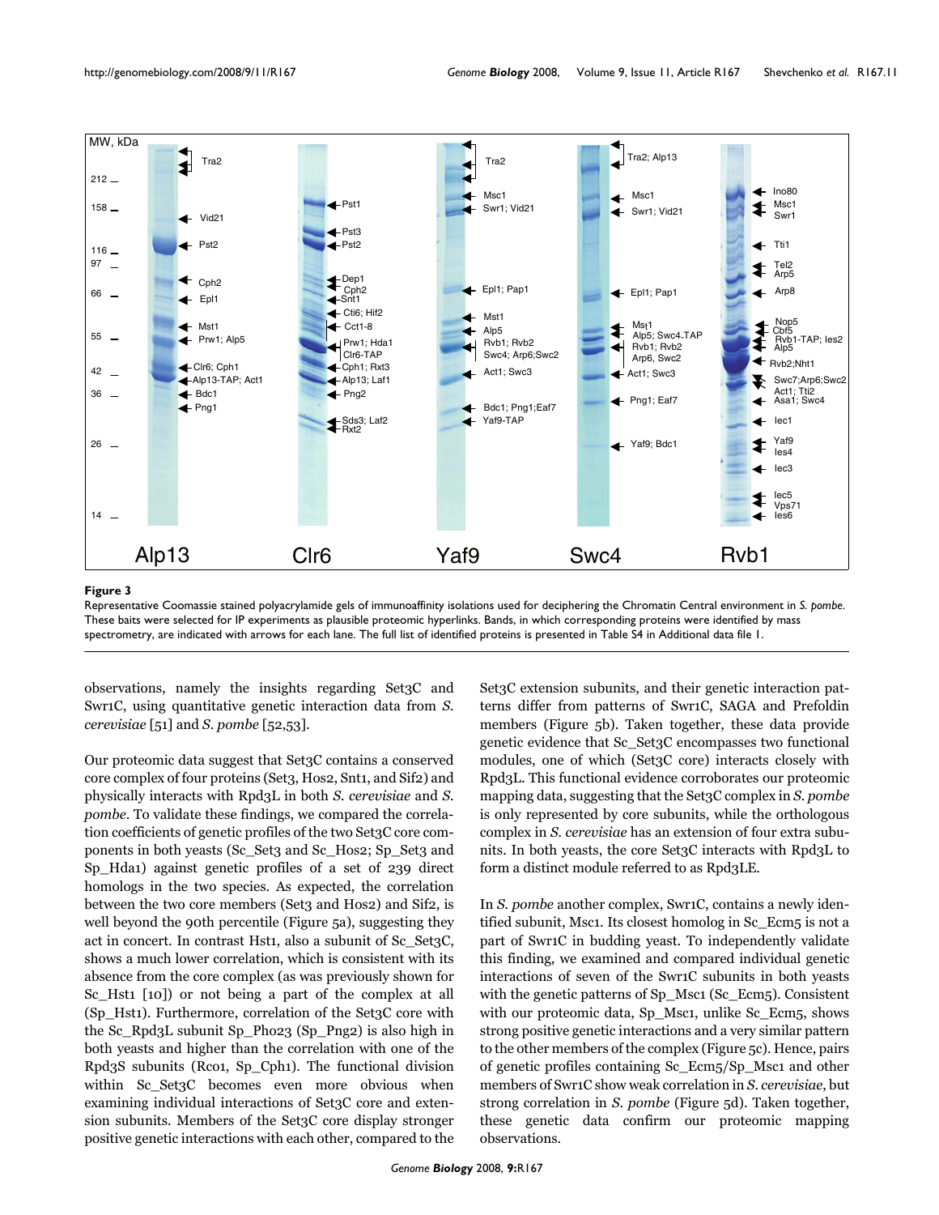**Figure 3**

Representative Coomassie stained polyacrylamide gels of immunoaffinity isolations used for deciphering the Chromatin Central environment in *S. pombe*. These baits were selected for IP experiments as plausible proteomic hyperlinks. Bands, in which corresponding proteins were identified by mass spectrometry, are indicated with arrows for each lane. The full list of identified proteins is presented in Table S4 in Additional data file 1.

observations, namely the insights regarding Set3C and Swr1C, using quantitative genetic interaction data from *S. cerevisiae* [51] and *S. pombe* [52,53].

Our proteomic data suggest that Set3C contains a conserved core complex of four proteins (Set3, Hos2, Snt1, and Sif2) and physically interacts with Rpd3L in both *S. cerevisiae* and *S. pombe*. To validate these findings, we compared the correlation coefficients of genetic profiles of the two Set3C core components in both yeasts (Sc_Set3 and Sc_Hos2; Sp_Set3 and Sp_Hda1) against genetic profiles of a set of 239 direct homologs in the two species. As expected, the correlation between the two core members (Set3 and Hos2) and Sif2, is well beyond the 90th percentile (Figure 5a), suggesting they act in concert. In contrast Hst1, also a subunit of Sc_Set3C, shows a much lower correlation, which is consistent with its absence from the core complex (as was previously shown for Sc_Hst1 [10]) or not being a part of the complex at all (Sp_Hst1). Furthermore, correlation of the Set3C core with the Sc_Rpd3L subunit Sp_Pho23 (Sp_Png2) is also high in both yeasts and higher than the correlation with one of the Rpd3S subunits (Rco1, Sp_Cph1). The functional division within Sc_Set3C becomes even more obvious when examining individual interactions of Set3C core and extension subunits. Members of the Set3C core display stronger positive genetic interactions with each other, compared to the Set3C extension subunits, and their genetic interaction patterns differ from patterns of Swr1C, SAGA and Prefoldin members (Figure 5b). Taken together, these data provide genetic evidence that Sc_Set3C encompasses two functional modules, one of which (Set3C core) interacts closely with Rpd3L. This functional evidence corroborates our proteomic mapping data, suggesting that the Set3C complex in *S. pombe* is only represented by core subunits, while the orthologous complex in *S. cerevisiae* has an extension of four extra subunits. In both yeasts, the core Set3C interacts with Rpd3L to form a distinct module referred to as Rpd3LE.

In *S. pombe* another complex, Swr1C, contains a newly identified subunit, Msc1. Its closest homolog in Sc_Ecm5 is not a part of Swr1C in budding yeast. To independently validate this finding, we examined and compared individual genetic interactions of seven of the Swr1C subunits in both yeasts with the genetic patterns of Sp_Msc1 (Sc_Ecm5). Consistent with our proteomic data, Sp_Msc1, unlike Sc_Ecm5, shows strong positive genetic interactions and a very similar pattern to the other members of the complex (Figure 5c). Hence, pairs of genetic profiles containing Sc_Ecm5/Sp_Msc1 and other members of Swr1C show weak correlation in *S. cerevisiae*, but strong correlation in *S. pombe* (Figure 5d). Taken together, these genetic data confirm our proteomic mapping observations.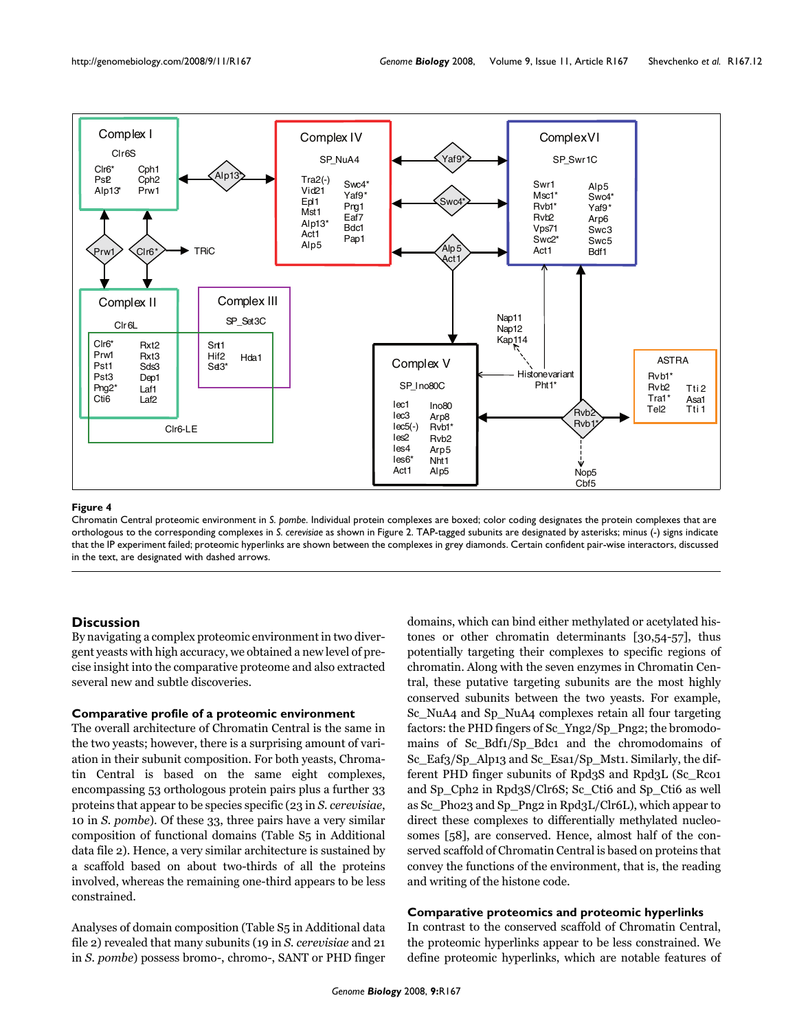**Figure 4**

Chromatin Central proteomic environment in *S. pombe*. Individual protein complexes are boxed; color coding designates the protein complexes that are orthologous to the corresponding complexes in *S. cerevisiae* as shown in Figure 2. TAP-tagged subunits are designated by asterisks; minus (-) signs indicate that the IP experiment failed; proteomic hyperlinks are shown between the complexes in grey diamonds. Certain confident pair-wise interactors, discussed in the text, are designated with dashed arrows.

## Discussion

By navigating a complex proteomic environment in two divergent yeasts with high accuracy, we obtained a new level of precise insight into the comparative proteome and also extracted several new and subtle discoveries.

### Comparative profile of a proteomic environment

The overall architecture of Chromatin Central is the same in the two yeasts; however, there is a surprising amount of variation in their subunit composition. For both yeasts, Chromatin Central is based on the same eight complexes, encompassing 53 orthologous protein pairs plus a further 33 proteins that appear to be species specific (23 in *S. cerevisiae*, 10 in *S. pombe*). Of these 33, three pairs have a very similar composition of functional domains (Table S5 in Additional data file 2). Hence, a very similar architecture is sustained by a scaffold based on about two-thirds of all the proteins involved, whereas the remaining one-third appears to be less constrained.

Analyses of domain composition (Table S5 in Additional data file 2) revealed that many subunits (19 in *S. cerevisiae* and 21 in *S. pombe*) possess bromo-, chromo-, SANT or PHD finger domains, which can bind either methylated or acetylated histones or other chromatin determinants [30,54-57], thus potentially targeting their complexes to specific regions of chromatin. Along with the seven enzymes in Chromatin Central, these putative targeting subunits are the most highly conserved subunits between the two yeasts. For example, Sc_NuA4 and Sp_NuA4 complexes retain all four targeting factors: the PHD fingers of Sc_Yng2/Sp_Png2; the bromodomains of Sc_Bdf1/Sp_Bdc1 and the chromodomains of Sc_Eaf3/Sp_Alp13 and Sc_Esa1/Sp_Mst1. Similarly, the different PHD finger subunits of Rpd3S and Rpd3L (Sc_Rco1 and Sp_Cph2 in Rpd3S/Clr6S; Sc_Cti6 and Sp_Cti6 as well as Sc_Pho23 and Sp_Png2 in Rpd3L/Clr6L), which appear to direct these complexes to differentially methylated nucleosomes [58], are conserved. Hence, almost half of the conserved scaffold of Chromatin Central is based on proteins that convey the functions of the environment, that is, the reading and writing of the histone code.

### Comparative proteomics and proteomic hyperlinks

In contrast to the conserved scaffold of Chromatin Central, the proteomic hyperlinks appear to be less constrained. We define proteomic hyperlinks, which are notable features of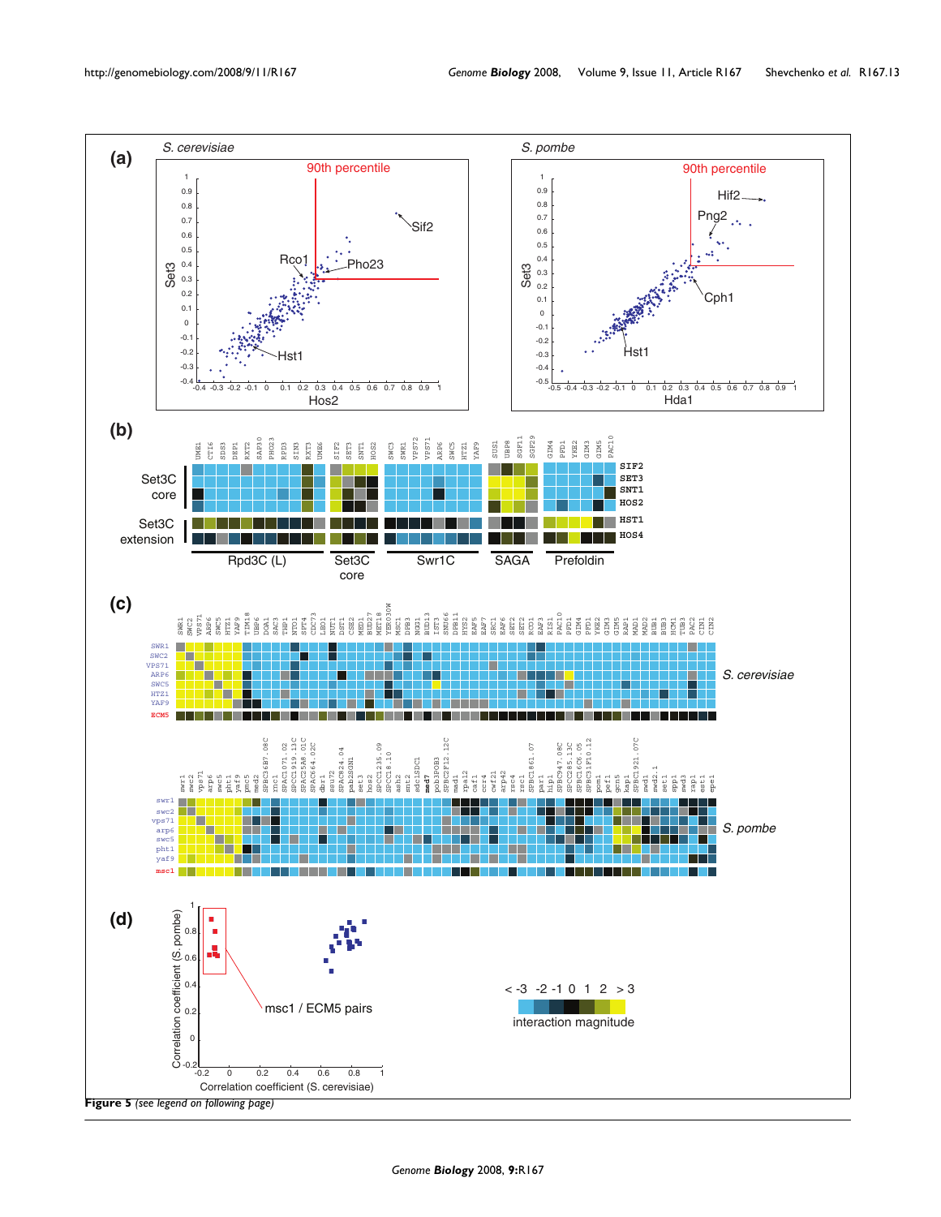**Figure 5** *(see legend on following page)*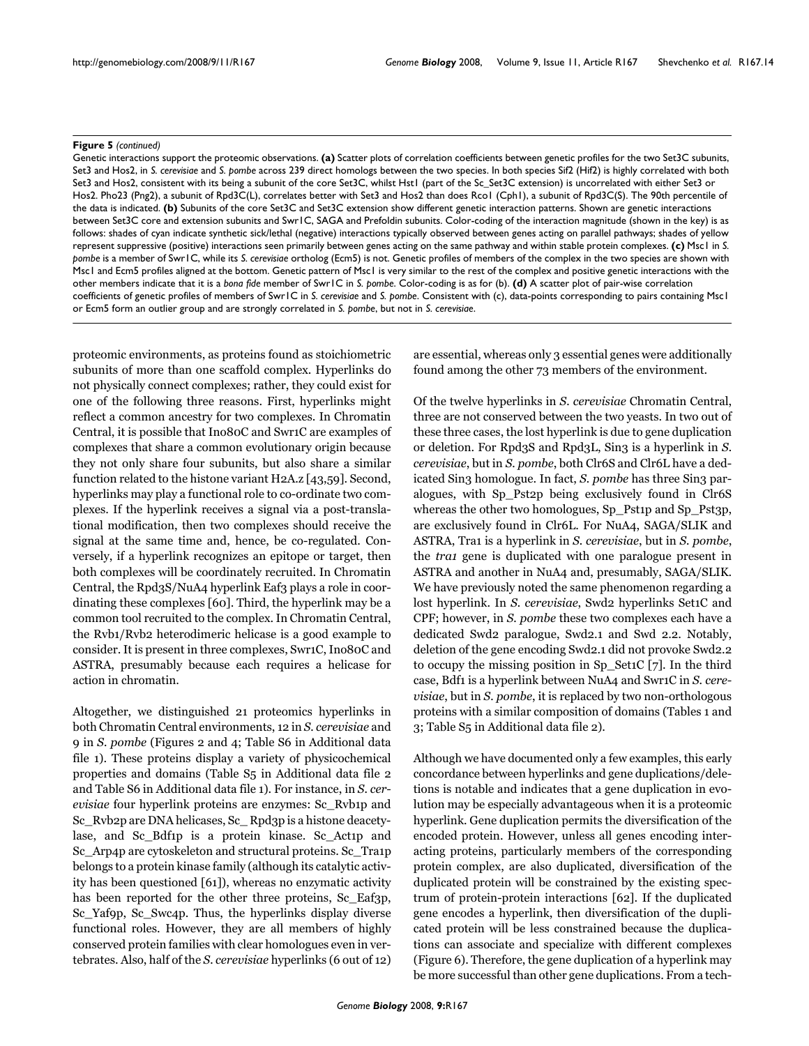**Figure 5** *(continued)*

Genetic interactions support the proteomic observations. **(a)** Scatter plots of correlation coefficients between genetic profiles for the two Set3C subunits, Set3 and Hos2, in *S. cerevisiae* and *S. pombe* across 239 direct homologs between the two species. In both species Sif2 (Hif2) is highly correlated with both Set3 and Hos2, consistent with its being a subunit of the core Set3C, whilst Hst1 (part of the Sc_Set3C extension) is uncorrelated with either Set3 or Hos2. Pho23 (Png2), a subunit of Rpd3C(L), correlates better with Set3 and Hos2 than does Rco1 (Cph1), a subunit of Rpd3C(S). The 90th percentile of the data is indicated. **(b)** Subunits of the core Set3C and Set3C extension show different genetic interaction patterns. Shown are genetic interactions between Set3C core and extension subunits and Swr1C, SAGA and Prefoldin subunits. Color-coding of the interaction magnitude (shown in the key) is as follows: shades of cyan indicate synthetic sick/lethal (negative) interactions typically observed between genes acting on parallel pathways; shades of yellow represent suppressive (positive) interactions seen primarily between genes acting on the same pathway and within stable protein complexes. **(c)** Msc1 in *S. pombe* is a member of Swr1C, while its *S. cerevisiae* ortholog (Ecm5) is not. Genetic profiles of members of the complex in the two species are shown with Msc1 and Ecm5 profiles aligned at the bottom. Genetic pattern of Msc1 is very similar to the rest of the complex and positive genetic interactions with the other members indicate that it is a *bona fide* member of Swr1C in *S. pombe*. Color-coding is as for (b). **(d)** A scatter plot of pair-wise correlation coefficients of genetic profiles of members of Swr1C in *S. cerevisiae* and *S. pombe*. Consistent with (c), data-points corresponding to pairs containing Msc1 or Ecm5 form an outlier group and are strongly correlated in *S. pombe*, but not in *S. cerevisiae*.

proteomic environments, as proteins found as stoichiometric subunits of more than one scaffold complex. Hyperlinks do not physically connect complexes; rather, they could exist for one of the following three reasons. First, hyperlinks might reflect a common ancestry for two complexes. In Chromatin Central, it is possible that Ino80C and Swr1C are examples of complexes that share a common evolutionary origin because they not only share four subunits, but also share a similar function related to the histone variant H2A.z [43,59]. Second, hyperlinks may play a functional role to co-ordinate two complexes. If the hyperlink receives a signal via a post-translational modification, then two complexes should receive the signal at the same time and, hence, be co-regulated. Conversely, if a hyperlink recognizes an epitope or target, then both complexes will be coordinately recruited. In Chromatin Central, the Rpd3S/NuA4 hyperlink Eaf3 plays a role in coordinating these complexes [60]. Third, the hyperlink may be a common tool recruited to the complex. In Chromatin Central, the Rvb1/Rvb2 heterodimeric helicase is a good example to consider. It is present in three complexes, Swr1C, Ino80C and ASTRA, presumably because each requires a helicase for action in chromatin.

Altogether, we distinguished 21 proteomics hyperlinks in both Chromatin Central environments, 12 in *S. cerevisiae* and 9 in *S. pombe* (Figures 2 and 4; Table S6 in Additional data file 1). These proteins display a variety of physicochemical properties and domains (Table S5 in Additional data file 2 and Table S6 in Additional data file 1). For instance, in *S. cerevisiae* four hyperlink proteins are enzymes: Sc_Rvb1p and Sc_Rvb2p are DNA helicases, Sc_ Rpd3p is a histone deacetylase, and Sc_Bdf1p is a protein kinase. Sc_Act1p and Sc_Arp4p are cytoskeleton and structural proteins. Sc_Tra1p belongs to a protein kinase family (although its catalytic activity has been questioned [61]), whereas no enzymatic activity has been reported for the other three proteins, Sc_Eaf3p, Sc_Yaf9p, Sc_Swc4p. Thus, the hyperlinks display diverse functional roles. However, they are all members of highly conserved protein families with clear homologues even in vertebrates. Also, half of the *S. cerevisiae* hyperlinks (6 out of 12) are essential, whereas only 3 essential genes were additionally found among the other 73 members of the environment.

Of the twelve hyperlinks in *S. cerevisiae* Chromatin Central, three are not conserved between the two yeasts. In two out of these three cases, the lost hyperlink is due to gene duplication or deletion. For Rpd3S and Rpd3L, Sin3 is a hyperlink in *S. cerevisiae*, but in *S. pombe*, both Clr6S and Clr6L have a dedicated Sin3 homologue. In fact, *S. pombe* has three Sin3 paralogues, with Sp_Pst2p being exclusively found in Clr6S whereas the other two homologues, Sp_Pst1p and Sp_Pst3p, are exclusively found in Clr6L. For NuA4, SAGA/SLIK and ASTRA, Tra1 is a hyperlink in *S. cerevisiae*, but in *S. pombe*, the *tra1* gene is duplicated with one paralogue present in ASTRA and another in NuA4 and, presumably, SAGA/SLIK. We have previously noted the same phenomenon regarding a lost hyperlink. In *S. cerevisiae*, Swd2 hyperlinks Set1C and CPF; however, in *S. pombe* these two complexes each have a dedicated Swd2 paralogue, Swd2.1 and Swd 2.2. Notably, deletion of the gene encoding Swd2.1 did not provoke Swd2.2 to occupy the missing position in Sp_Set1C [7]. In the third case, Bdf1 is a hyperlink between NuA4 and Swr1C in *S. cerevisiae*, but in *S. pombe*, it is replaced by two non-orthologous proteins with a similar composition of domains (Tables 1 and 3; Table S5 in Additional data file 2).

Although we have documented only a few examples, this early concordance between hyperlinks and gene duplications/deletions is notable and indicates that a gene duplication in evolution may be especially advantageous when it is a proteomic hyperlink. Gene duplication permits the diversification of the encoded protein. However, unless all genes encoding interacting proteins, particularly members of the corresponding protein complex, are also duplicated, diversification of the duplicated protein will be constrained by the existing spectrum of protein-protein interactions [62]. If the duplicated gene encodes a hyperlink, then diversification of the duplicated protein will be less constrained because the duplications can associate and specialize with different complexes (Figure 6). Therefore, the gene duplication of a hyperlink may be more successful than other gene duplications. From a tech-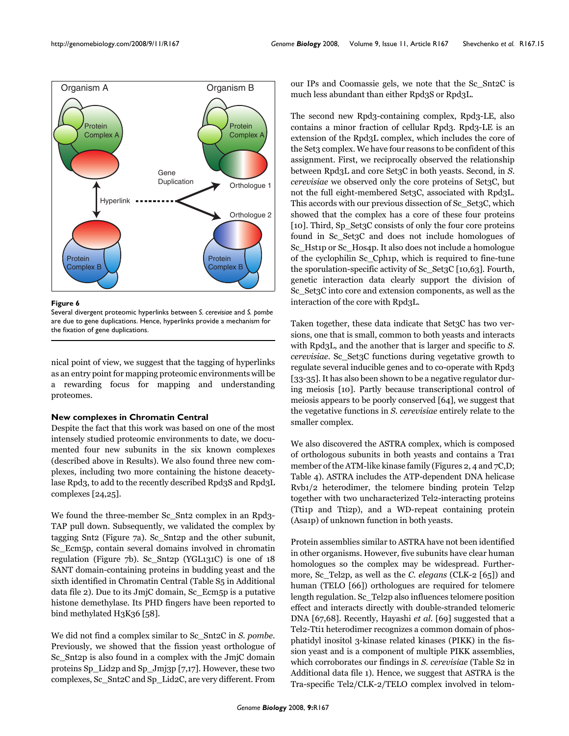Figure 6

Several divergent proteomic hyperlinks between *S. cerevisiae* and *S. pombe* are due to gene duplications. Hence, hyperlinks provide a mechanism for the fixation of gene duplications.

nical point of view, we suggest that the tagging of hyperlinks as an entry point for mapping proteomic environments will be a rewarding focus for mapping and understanding proteomes.

### New complexes in Chromatin Central

Despite the fact that this work was based on one of the most intensely studied proteomic environments to date, we documented four new subunits in the six known complexes (described above in Results). We also found three new complexes, including two more containing the histone deacetylase Rpd3, to add to the recently described Rpd3S and Rpd3L complexes [24,25].

We found the three-member Sc_Snt2 complex in an Rpd3-TAP pull down. Subsequently, we validated the complex by tagging Snt2 (Figure 7a). Sc_Snt2p and the other subunit, Sc_Ecm5p, contain several domains involved in chromatin regulation (Figure 7b). Sc_Snt2p (YGL131C) is one of 18 SANT domain-containing proteins in budding yeast and the sixth identified in Chromatin Central (Table S5 in Additional data file 2). Due to its JmjC domain, Sc_Ecm5p is a putative histone demethylase. Its PHD fingers have been reported to bind methylated H3K36 [58].

We did not find a complex similar to Sc_Snt2C in *S. pombe*. Previously, we showed that the fission yeast orthologue of Sc_Snt2p is also found in a complex with the JmjC domain proteins Sp_Lid2p and Sp_Jmj3p [7,17]. However, these two complexes, Sc_Snt2C and Sp_Lid2C, are very different. From our IPs and Coomassie gels, we note that the Sc_Snt2C is much less abundant than either Rpd3S or Rpd3L.

The second new Rpd3-containing complex, Rpd3-LE, also contains a minor fraction of cellular Rpd3. Rpd3-LE is an extension of the Rpd3L complex, which includes the core of the Set3 complex. We have four reasons to be confident of this assignment. First, we reciprocally observed the relationship between Rpd3L and core Set3C in both yeasts. Second, in *S. cerevisiae* we observed only the core proteins of Set3C, but not the full eight-membered Set3C, associated with Rpd3L. This accords with our previous dissection of Sc_Set3C, which showed that the complex has a core of these four proteins [10]. Third, Sp_Set3C consists of only the four core proteins found in Sc_Set3C and does not include homologues of Sc_Hst1p or Sc_Hos4p. It also does not include a homologue of the cyclophilin Sc_Cph1p, which is required to fine-tune the sporulation-specific activity of Sc_Set3C [10,63]. Fourth, genetic interaction data clearly support the division of Sc_Set3C into core and extension components, as well as the interaction of the core with Rpd3L.

Taken together, these data indicate that Set3C has two versions, one that is small, common to both yeasts and interacts with Rpd3L, and the another that is larger and specific to *S. cerevisiae*. Sc_Set3C functions during vegetative growth to regulate several inducible genes and to co-operate with Rpd3 [33-35]. It has also been shown to be a negative regulator during meiosis [10]. Partly because transcriptional control of meiosis appears to be poorly conserved [64], we suggest that the vegetative functions in *S. cerevisiae* entirely relate to the smaller complex.

We also discovered the ASTRA complex, which is composed of orthologous subunits in both yeasts and contains a Tra1 member of the ATM-like kinase family (Figures 2, 4 and 7C,D; Table 4). ASTRA includes the ATP-dependent DNA helicase Rvb1/2 heterodimer, the telomere binding protein Tel2p together with two uncharacterized Tel2-interacting proteins (Tti1p and Tti2p), and a WD-repeat containing protein (Asa1p) of unknown function in both yeasts.

Protein assemblies similar to ASTRA have not been identified in other organisms. However, five subunits have clear human homologues so the complex may be widespread. Furthermore, Sc_Tel2p, as well as the *C. elegans* (CLK-2 [65]) and human (TELO [66]) orthologues are required for telomere length regulation. Sc_Tel2p also influences telomere position effect and interacts directly with double-stranded telomeric DNA [67,68]. Recently, Hayashi *et al.* [69] suggested that a Tel2-Tti1 heterodimer recognizes a common domain of phosphatidyl inositol 3-kinase related kinases (PIKK) in the fission yeast and is a component of multiple PIKK assemblies, which corroborates our findings in *S. cerevisiae* (Table S2 in Additional data file 1). Hence, we suggest that ASTRA is the Tra-specific Tel2/CLK-2/TELO complex involved in telom-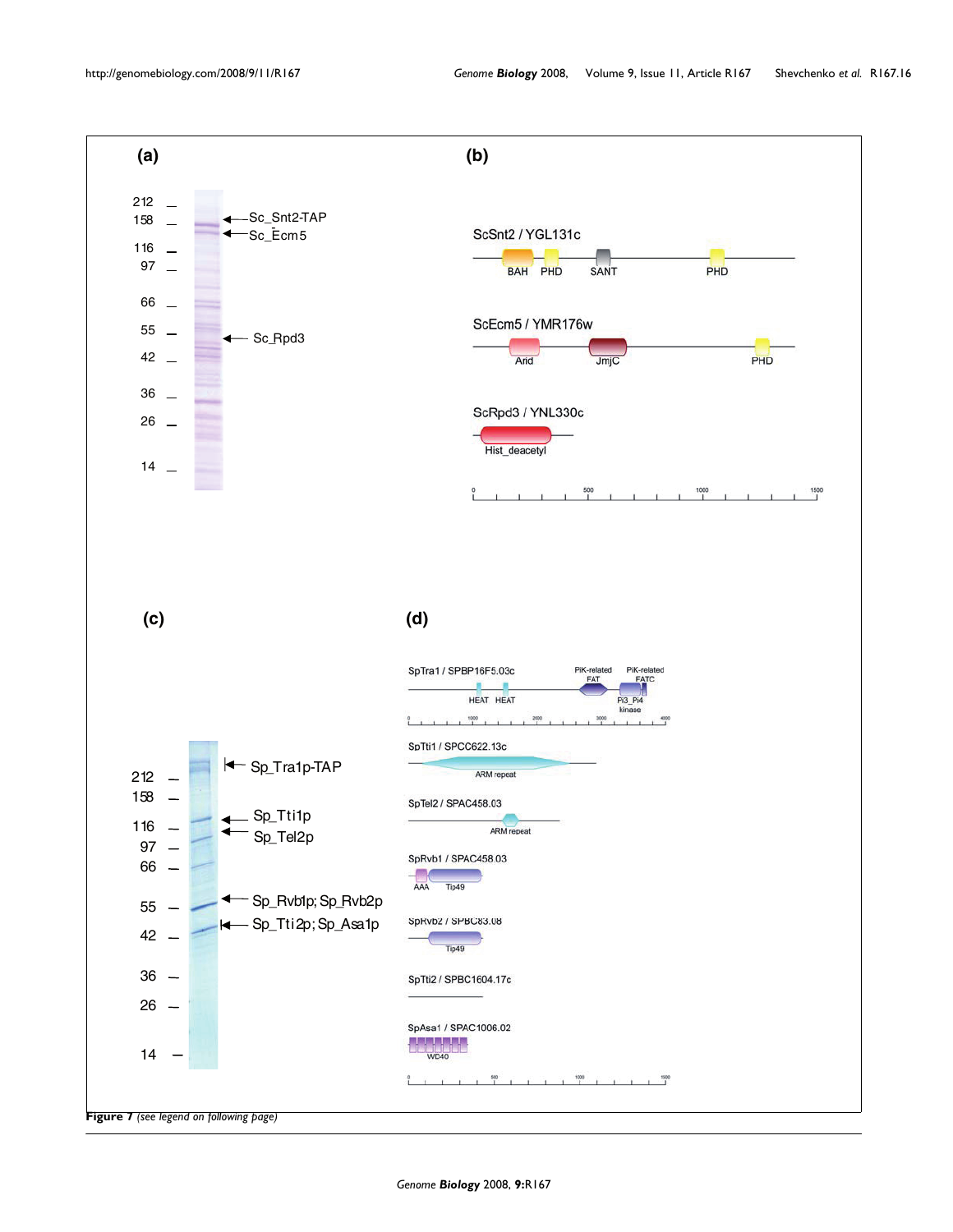**Figure 7** *(see legend on following page)*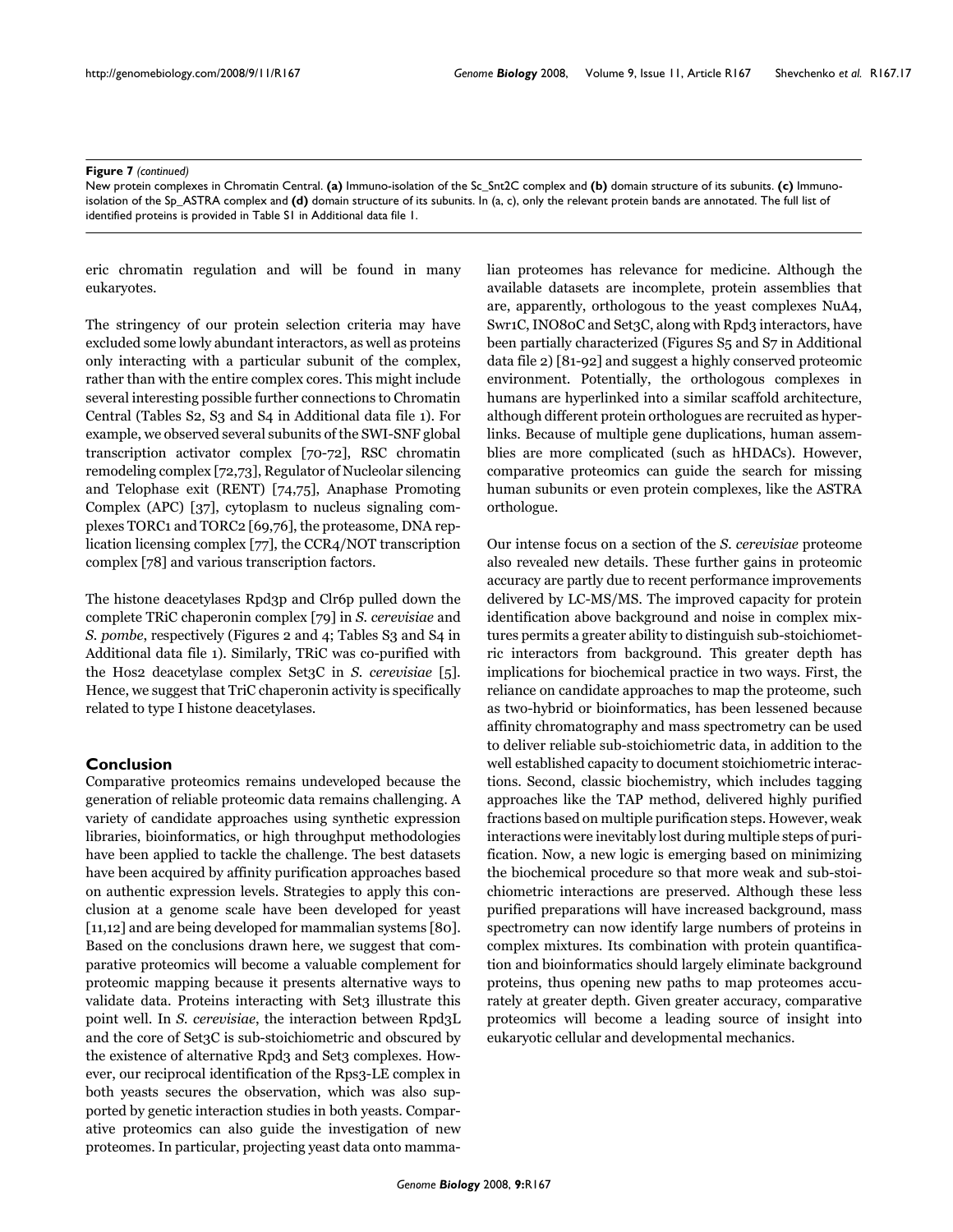**Figure 7** *(continued)*

New protein complexes in Chromatin Central. **(a)** Immuno-isolation of the Sc_Snt2C complex and **(b)** domain structure of its subunits. **(c)** Immuno-isolation of the Sp_ASTRA complex and **(d)** domain structure of its subunits. In (a, c), only the relevant protein bands are annotated. The full list of identified proteins is provided in Table S1 in Additional data file 1.

eric chromatin regulation and will be found in many eukaryotes.

The stringency of our protein selection criteria may have excluded some lowly abundant interactors, as well as proteins only interacting with a particular subunit of the complex, rather than with the entire complex cores. This might include several interesting possible further connections to Chromatin Central (Tables S2, S3 and S4 in Additional data file 1). For example, we observed several subunits of the SWI-SNF global transcription activator complex [70-72], RSC chromatin remodeling complex [72,73], Regulator of Nucleolar silencing and Telophase exit (RENT) [74,75], Anaphase Promoting Complex (APC) [37], cytoplasm to nucleus signaling complexes TORC1 and TORC2 [69,76], the proteasome, DNA replication licensing complex [77], the CCR4/NOT transcription complex [78] and various transcription factors.

The histone deacetylases Rpd3p and Clr6p pulled down the complete TRiC chaperonin complex [79] in *S. cerevisiae* and *S. pombe*, respectively (Figures 2 and 4; Tables S3 and S4 in Additional data file 1). Similarly, TRiC was co-purified with the Hos2 deacetylase complex Set3C in *S. cerevisiae* [5]. Hence, we suggest that TriC chaperonin activity is specifically related to type I histone deacetylases.

## Conclusion

Comparative proteomics remains undeveloped because the generation of reliable proteomic data remains challenging. A variety of candidate approaches using synthetic expression libraries, bioinformatics, or high throughput methodologies have been applied to tackle the challenge. The best datasets have been acquired by affinity purification approaches based on authentic expression levels. Strategies to apply this conclusion at a genome scale have been developed for yeast [11,12] and are being developed for mammalian systems [80]. Based on the conclusions drawn here, we suggest that comparative proteomics will become a valuable complement for proteomic mapping because it presents alternative ways to validate data. Proteins interacting with Set3 illustrate this point well. In *S. cerevisiae*, the interaction between Rpd3L and the core of Set3C is sub-stoichiometric and obscured by the existence of alternative Rpd3 and Set3 complexes. However, our reciprocal identification of the Rps3-LE complex in both yeasts secures the observation, which was also supported by genetic interaction studies in both yeasts. Comparative proteomics can also guide the investigation of new proteomes. In particular, projecting yeast data onto mammalian proteomes has relevance for medicine. Although the available datasets are incomplete, protein assemblies that are, apparently, orthologous to the yeast complexes NuA4, Swr1C, INO80C and Set3C, along with Rpd3 interactors, have been partially characterized (Figures S5 and S7 in Additional data file 2) [81-92] and suggest a highly conserved proteomic environment. Potentially, the orthologous complexes in humans are hyperlinked into a similar scaffold architecture, although different protein orthologues are recruited as hyperlinks. Because of multiple gene duplications, human assemblies are more complicated (such as hHDACs). However, comparative proteomics can guide the search for missing human subunits or even protein complexes, like the ASTRA orthologue.

Our intense focus on a section of the *S. cerevisiae* proteome also revealed new details. These further gains in proteomic accuracy are partly due to recent performance improvements delivered by LC-MS/MS. The improved capacity for protein identification above background and noise in complex mixtures permits a greater ability to distinguish sub-stoichiometric interactors from background. This greater depth has implications for biochemical practice in two ways. First, the reliance on candidate approaches to map the proteome, such as two-hybrid or bioinformatics, has been lessened because affinity chromatography and mass spectrometry can be used to deliver reliable sub-stoichiometric data, in addition to the well established capacity to document stoichiometric interactions. Second, classic biochemistry, which includes tagging approaches like the TAP method, delivered highly purified fractions based on multiple purification steps. However, weak interactions were inevitably lost during multiple steps of purification. Now, a new logic is emerging based on minimizing the biochemical procedure so that more weak and sub-stoichiometric interactions are preserved. Although these less purified preparations will have increased background, mass spectrometry can now identify large numbers of proteins in complex mixtures. Its combination with protein quantification and bioinformatics should largely eliminate background proteins, thus opening new paths to map proteomes accurately at greater depth. Given greater accuracy, comparative proteomics will become a leading source of insight into eukaryotic cellular and developmental mechanics.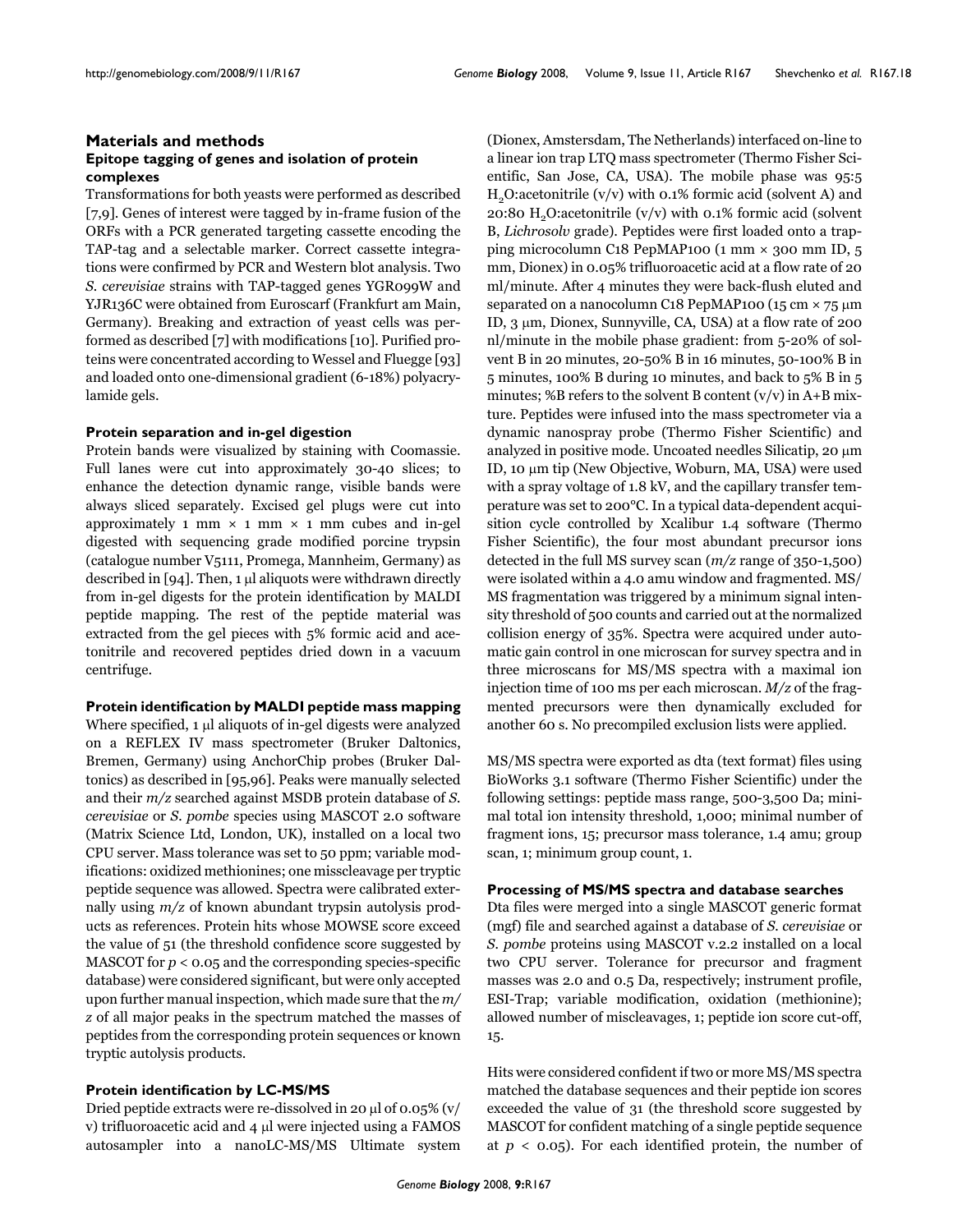## Materials and methods

### Epitope tagging of genes and isolation of protein complexes

Transformations for both yeasts were performed as described [7,9]. Genes of interest were tagged by in-frame fusion of the ORFs with a PCR generated targeting cassette encoding the TAP-tag and a selectable marker. Correct cassette integrations were confirmed by PCR and Western blot analysis. Two *S. cerevisiae* strains with TAP-tagged genes YGR099W and YJR136C were obtained from Euroscarf (Frankfurt am Main, Germany). Breaking and extraction of yeast cells was performed as described [7] with modifications [10]. Purified proteins were concentrated according to Wessel and Fluegge [93] and loaded onto one-dimensional gradient (6-18%) polyacrylamide gels.

### Protein separation and in-gel digestion

Protein bands were visualized by staining with Coomassie. Full lanes were cut into approximately 30-40 slices; to enhance the detection dynamic range, visible bands were always sliced separately. Excised gel plugs were cut into approximately 1 mm × 1 mm × 1 mm cubes and in-gel digested with sequencing grade modified porcine trypsin (catalogue number V5111, Promega, Mannheim, Germany) as described in [94]. Then, 1 μl aliquots were withdrawn directly from in-gel digests for the protein identification by MALDI peptide mapping. The rest of the peptide material was extracted from the gel pieces with 5% formic acid and acetonitrile and recovered peptides dried down in a vacuum centrifuge.

### Protein identification by MALDI peptide mass mapping

Where specified, 1 μl aliquots of in-gel digests were analyzed on a REFLEX IV mass spectrometer (Bruker Daltonics, Bremen, Germany) using AnchorChip probes (Bruker Daltonics) as described in [95,96]. Peaks were manually selected and their *m/z* searched against MSDB protein database of *S. cerevisiae* or *S. pombe* species using MASCOT 2.0 software (Matrix Science Ltd, London, UK), installed on a local two CPU server. Mass tolerance was set to 50 ppm; variable modifications: oxidized methionines; one misscleavage per tryptic peptide sequence was allowed. Spectra were calibrated externally using *m/z* of known abundant trypsin autolysis products as references. Protein hits whose MOWSE score exceed the value of 51 (the threshold confidence score suggested by MASCOT for $p < 0.05$ and the corresponding species-specific database) were considered significant, but were only accepted upon further manual inspection, which made sure that the *m/z* of all major peaks in the spectrum matched the masses of peptides from the corresponding protein sequences or known tryptic autolysis products.

### Protein identification by LC-MS/MS

Dried peptide extracts were re-dissolved in 20 μl of 0.05% (v/v) trifluoroacetic acid and 4 μl were injected using a FAMOS autosampler into a nanoLC-MS/MS Ultimate system (Dionex, Amsterdam, The Netherlands) interfaced on-line to a linear ion trap LTQ mass spectrometer (Thermo Fisher Scientific, San Jose, CA, USA). The mobile phase was 95:5 $H_2O$:acetonitrile (v/v) with 0.1% formic acid (solvent A) and 20:80 $H_2O$:acetonitrile (v/v) with 0.1% formic acid (solvent B, *Lichrosolv* grade). Peptides were first loaded onto a trapping microcolumn C18 PepMAP100 (1 mm × 300 mm ID, 5 mm, Dionex) in 0.05% trifluoroacetic acid at a flow rate of 20 ml/minute. After 4 minutes they were back-flush eluted and separated on a nanocolumn C18 PepMAP100 (15 cm × 75 μm ID, 3 μm, Dionex, Sunnyville, CA, USA) at a flow rate of 200 nl/minute in the mobile phase gradient: from 5-20% of solvent B in 20 minutes, 20-50% B in 16 minutes, 50-100% B in 5 minutes, 100% B during 10 minutes, and back to 5% B in 5 minutes; %B refers to the solvent B content (v/v) in A+B mixture. Peptides were infused into the mass spectrometer via a dynamic nanospray probe (Thermo Fisher Scientific) and analyzed in positive mode. Uncoated needles Silicatip, 20 μm ID, 10 μm tip (New Objective, Woburn, MA, USA) were used with a spray voltage of 1.8 kV, and the capillary transfer temperature was set to 200°C. In a typical data-dependent acquisition cycle controlled by Xcalibur 1.4 software (Thermo Fisher Scientific), the four most abundant precursor ions detected in the full MS survey scan (*m/z* range of 350-1,500) were isolated within a 4.0 amu window and fragmented. MS/MS fragmentation was triggered by a minimum signal intensity threshold of 500 counts and carried out at the normalized collision energy of 35%. Spectra were acquired under automatic gain control in one microscan for survey spectra and in three microscans for MS/MS spectra with a maximal ion injection time of 100 ms per each microscan. *M/z* of the fragmented precursors were then dynamically excluded for another 60 s. No precompiled exclusion lists were applied.

MS/MS spectra were exported as dta (text format) files using BioWorks 3.1 software (Thermo Fisher Scientific) under the following settings: peptide mass range, 500-3,500 Da; minimal total ion intensity threshold, 1,000; minimal number of fragment ions, 15; precursor mass tolerance, 1.4 amu; group scan, 1; minimum group count, 1.

### Processing of MS/MS spectra and database searches

Dta files were merged into a single MASCOT generic format (mgf) file and searched against a database of *S. cerevisiae* or *S. pombe* proteins using MASCOT v.2.2 installed on a local two CPU server. Tolerance for precursor and fragment masses was 2.0 and 0.5 Da, respectively; instrument profile, ESI-Trap; variable modification, oxidation (methionine); allowed number of miscleavages, 1; peptide ion score cut-off, 15.

Hits were considered confident if two or more MS/MS spectra matched the database sequences and their peptide ion scores exceeded the value of 31 (the threshold score suggested by MASCOT for confident matching of a single peptide sequence at $p < 0.05$). For each identified protein, the number of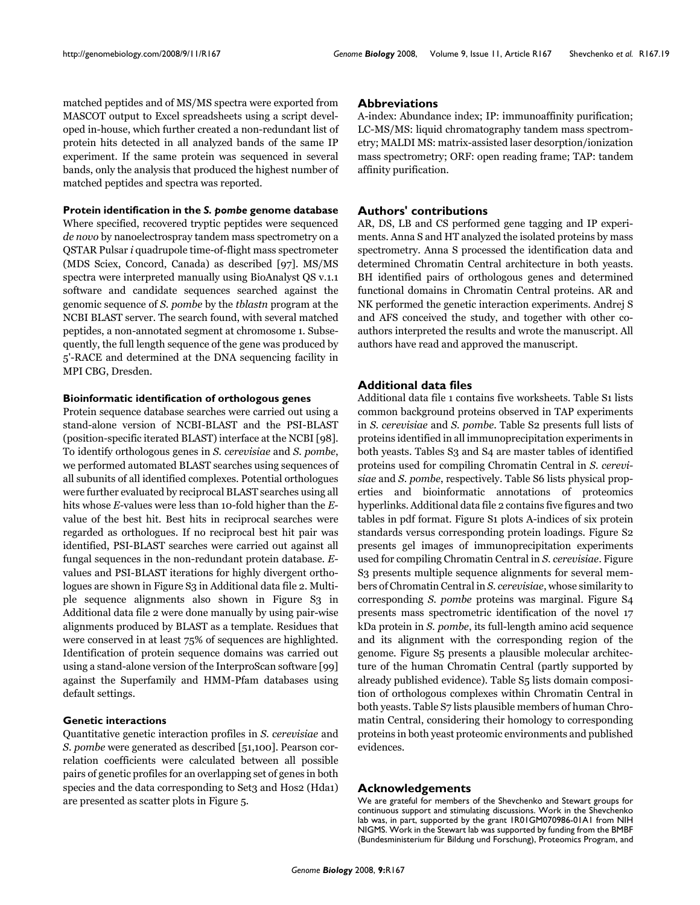matched peptides and of MS/MS spectra were exported from MASCOT output to Excel spreadsheets using a script developed in-house, which further created a non-redundant list of protein hits detected in all analyzed bands of the same IP experiment. If the same protein was sequenced in several bands, only the analysis that produced the highest number of matched peptides and spectra was reported.

### Protein identification in the *S. pombe* genome database

Where specified, recovered tryptic peptides were sequenced *de novo* by nanoelectrospray tandem mass spectrometry on a QSTAR Pulsar *i* quadrupole time-of-flight mass spectrometer (MDS Sciex, Concord, Canada) as described [97]. MS/MS spectra were interpreted manually using BioAnalyst QS v.1.1 software and candidate sequences searched against the genomic sequence of *S. pombe* by the *tblastn* program at the NCBI BLAST server. The search found, with several matched peptides, a non-annotated segment at chromosome 1. Subsequently, the full length sequence of the gene was produced by 5'-RACE and determined at the DNA sequencing facility in MPI CBG, Dresden.

### Bioinformatic identification of orthologous genes

Protein sequence database searches were carried out using a stand-alone version of NCBI-BLAST and the PSI-BLAST (position-specific iterated BLAST) interface at the NCBI [98]. To identify orthologous genes in *S. cerevisiae* and *S. pombe*, we performed automated BLAST searches using sequences of all subunits of all identified complexes. Potential orthologues were further evaluated by reciprocal BLAST searches using all hits whose *E*-values were less than 10-fold higher than the *E*-value of the best hit. Best hits in reciprocal searches were regarded as orthologues. If no reciprocal best hit pair was identified, PSI-BLAST searches were carried out against all fungal sequences in the non-redundant protein database. *E*-values and PSI-BLAST iterations for highly divergent orthologues are shown in Figure S3 in Additional data file 2. Multiple sequence alignments also shown in Figure S3 in Additional data file 2 were done manually by using pair-wise alignments produced by BLAST as a template. Residues that were conserved in at least 75% of sequences are highlighted. Identification of protein sequence domains was carried out using a stand-alone version of the InterproScan software [99] against the Superfamily and HMM-Pfam databases using default settings.

### Genetic interactions

Quantitative genetic interaction profiles in *S. cerevisiae* and *S. pombe* were generated as described [51,100]. Pearson correlation coefficients were calculated between all possible pairs of genetic profiles for an overlapping set of genes in both species and the data corresponding to Set3 and Hos2 (Hda1) are presented as scatter plots in Figure 5.

## Abbreviations

A-index: Abundance index; IP: immunoaffinity purification; LC-MS/MS: liquid chromatography tandem mass spectrometry; MALDI MS: matrix-assisted laser desorption/ionization mass spectrometry; ORF: open reading frame; TAP: tandem affinity purification.

## Authors' contributions

AR, DS, LB and CS performed gene tagging and IP experiments. Anna S and HT analyzed the isolated proteins by mass spectrometry. Anna S processed the identification data and determined Chromatin Central architecture in both yeasts. BH identified pairs of orthologous genes and determined functional domains in Chromatin Central proteins. AR and NK performed the genetic interaction experiments. Andrej S and AFS conceived the study, and together with other coauthors interpreted the results and wrote the manuscript. All authors have read and approved the manuscript.

## Additional data files

Additional data file 1 contains five worksheets. Table S1 lists common background proteins observed in TAP experiments in *S. cerevisiae* and *S. pombe*. Table S2 presents full lists of proteins identified in all immunoprecipitation experiments in both yeasts. Tables S3 and S4 are master tables of identified proteins used for compiling Chromatin Central in *S. cerevisiae* and *S. pombe*, respectively. Table S6 lists physical properties and bioinformatic annotations of proteomics hyperlinks. Additional data file 2 contains five figures and two tables in pdf format. Figure S1 plots A-indices of six protein standards versus corresponding protein loadings. Figure S2 presents gel images of immunoprecipitation experiments used for compiling Chromatin Central in *S. cerevisiae*. Figure S3 presents multiple sequence alignments for several members of Chromatin Central in *S. cerevisiae*, whose similarity to corresponding *S. pombe* proteins was marginal. Figure S4 presents mass spectrometric identification of the novel 17 kDa protein in *S. pombe*, its full-length amino acid sequence and its alignment with the corresponding region of the genome. Figure S5 presents a plausible molecular architecture of the human Chromatin Central (partly supported by already published evidence). Table S5 lists domain composition of orthologous complexes within Chromatin Central in both yeasts. Table S7 lists plausible members of human Chromatin Central, considering their homology to corresponding proteins in both yeast proteomic environments and published evidences.

## Acknowledgements

We are grateful for members of the Shevchenko and Stewart groups for continuous support and stimulating discussions. Work in the Shevchenko lab was, in part, supported by the grant 1R01GM070986-01A1 from NIH NIGMS. Work in the Stewart lab was supported by funding from the BMBF (Bundesministerium für Bildung und Forschung), Proteomics Program, and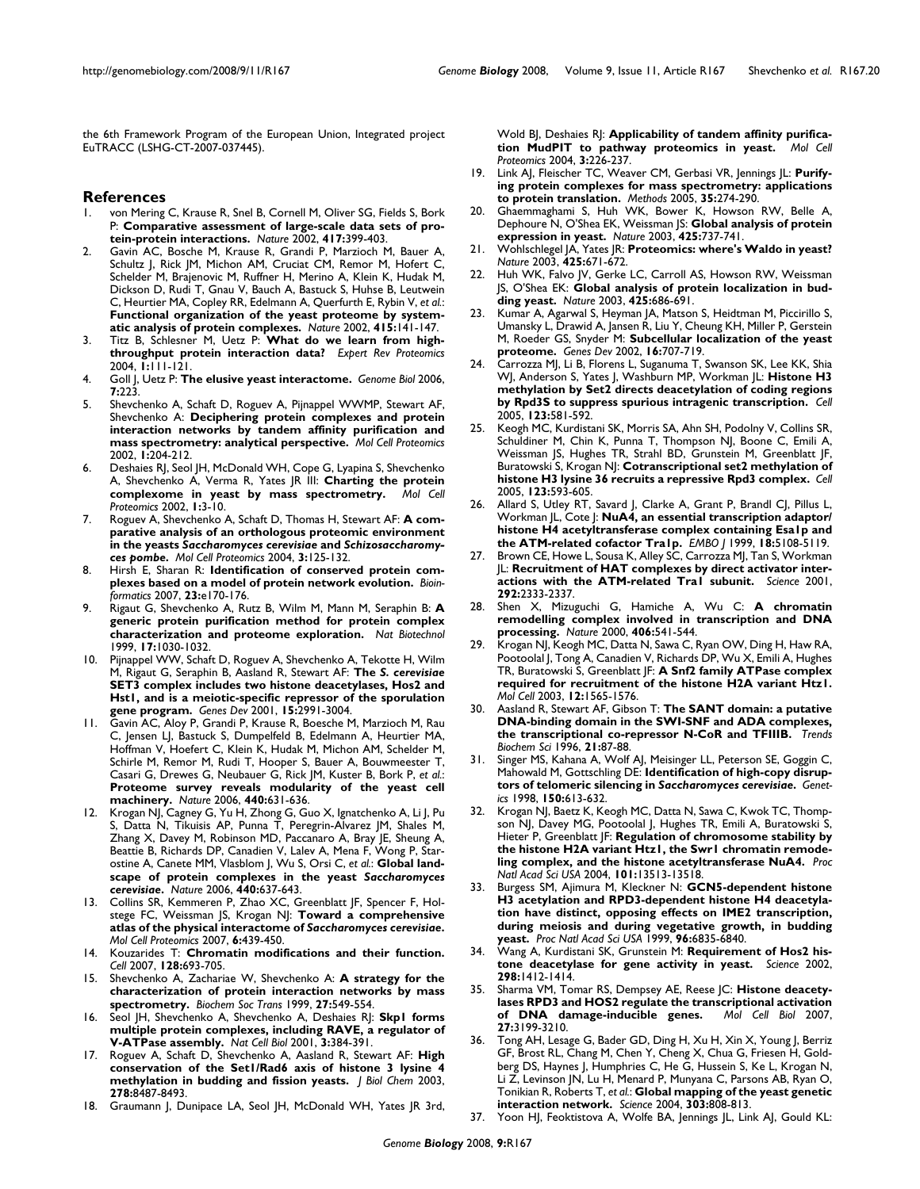the 6th Framework Program of the European Union, Integrated project EuTRACC (LSHG-CT-2007-037445).

## References

1. von Mering C, Krause R, Snel B, Cornell M, Oliver SG, Fields S, Bork P: **Comparative assessment of large-scale data sets of protein-protein interactions.** *Nature* 2002, **417:**399-403.
2. Gavin AC, Bosche M, Krause R, Grandi P, Marzioch M, Bauer A, Schultz J, Rick JM, Michon AM, Cruciat CM, Remor M, Hofert C, Schelder M, Brajenovic M, Ruffner H, Merino A, Klein K, Hudak M, Dickson D, Rudi T, Gnau V, Bauch A, Bastuck S, Huhse B, Leutwein C, Heurtier MA, Copley RR, Edelmann A, Querfurth E, Rybin V, *et al.*: **Functional organization of the yeast proteome by systematic analysis of protein complexes.** *Nature* 2002, **415:**141-147.
3. Titz B, Schlesner M, Uetz P: **What do we learn from high-throughput protein interaction data?** *Expert Rev Proteomics* 2004, **1:**111-121.
4. Goll J, Uetz P: **The elusive yeast interactome.** *Genome Biol* 2006, **7:**223.
5. Shevchenko A, Schaft D, Roguev A, Pijnappel WWMP, Stewart AF, Shevchenko A: **Deciphering protein complexes and protein interaction networks by tandem affinity purification and mass spectrometry: analytical perspective.** *Mol Cell Proteomics* 2002, **1:**204-212.
6. Deshaies RJ, Seol JH, McDonald WH, Cope G, Lyapina S, Shevchenko A, Shevchenko A, Verma R, Yates JR III: **Charting the protein complexome in yeast by mass spectrometry.** *Mol Cell Proteomics* 2002, **1:**3-10.
7. Roguev A, Shevchenko A, Schaft D, Thomas H, Stewart AF: **A comparative analysis of an orthologous proteomic environment in the yeasts *Saccharomyces cerevisiae* and *Schizosaccharomyces pombe*.** *Mol Cell Proteomics* 2004, **3:**125-132.
8. Hirsh E, Sharan R: **Identification of conserved protein complexes based on a model of protein network evolution.** *Bioinformatics* 2007, **23:**e170-176.
9. Rigaut G, Shevchenko A, Rutz B, Wilm M, Mann M, Seraphin B: **A generic protein purification method for protein complex characterization and proteome exploration.** *Nat Biotechnol* 1999, **17:**1030-1032.
10. Pijnappel WW, Schaft D, Roguev A, Shevchenko A, Tekotte H, Wilm M, Rigaut G, Seraphin B, Aasland R, Stewart AF: **The *S. cerevisiae* SET3 complex includes two histone deacetylases, Hos2 and Hst1, and is a meiotic-specific repressor of the sporulation gene program.** *Genes Dev* 2001, **15:**2991-3004.
11. Gavin AC, Aloy P, Grandi P, Krause R, Boesche M, Marzioch M, Rau C, Jensen LJ, Bastuck S, Dumpelfeld B, Edelmann A, Heurtier MA, Hoffman V, Hoefert C, Klein K, Hudak M, Michon AM, Schelder M, Schirle M, Remor M, Rudi T, Hooper S, Bauer A, Bouwmeester T, Casari G, Drewes G, Neubauer G, Rick JM, Kuster B, Bork P, *et al.*: **Proteome survey reveals modularity of the yeast cell machinery.** *Nature* 2006, **440:**631-636.
12. Krogan NJ, Cagney G, Yu H, Zhong G, Guo X, Ignatchenko A, Li J, Pu S, Datta N, Tikuisis AP, Punna T, Peregrin-Alvarez JM, Shales M, Zhang X, Davey M, Robinson MD, Paccanaro A, Bray JE, Sheung A, Beattie B, Richards DP, Canadien V, Lalev A, Mena F, Wong P, Starostine A, Canete MM, Vlasblom J, Wu S, Orsi C, *et al.*: **Global landscape of protein complexes in the yeast *Saccharomyces cerevisiae*.** *Nature* 2006, **440:**637-643.
13. Collins SR, Kemmeren P, Zhao XC, Greenblatt JF, Spencer F, Holstege FC, Weissman JS, Krogan NJ: **Toward a comprehensive atlas of the physical interactome of *Saccharomyces cerevisiae*.** *Mol Cell Proteomics* 2007, **6:**439-450.
14. Kouzarides T: **Chromatin modifications and their function.** *Cell* 2007, **128:**693-705.
15. Shevchenko A, Zachariae W, Shevchenko A: **A strategy for the characterization of protein interaction networks by mass spectrometry.** *Biochem Soc Trans* 1999, **27:**549-554.
16. Seol JH, Shevchenko A, Shevchenko A, Deshaies RJ: **Skp1 forms multiple protein complexes, including RAVE, a regulator of V-ATPase assembly.** *Nat Cell Biol* 2001, **3:**384-391.
17. Roguev A, Schaft D, Shevchenko A, Aasland R, Stewart AF: **High conservation of the Set1/Rad6 axis of histone 3 lysine 4 methylation in budding and fission yeasts.** *J Biol Chem* 2003, **278:**8487-8493.
18. Graumann J, Dunipace LA, Seol JH, McDonald WH, Yates JR 3rd, Wold BJ, Deshaies RJ: **Applicability of tandem affinity purification MudPIT to pathway proteomics in yeast.** *Mol Cell Proteomics* 2004, **3:**226-237.
19. Link AJ, Fleischer TC, Weaver CM, Gerbasi VR, Jennings JL: **Purifying protein complexes for mass spectrometry: applications to protein translation.** *Methods* 2005, **35:**274-290.
20. Ghaemmaghami S, Huh WK, Bower K, Howson RW, Belle A, Dephoure N, O'Shea EK, Weissman JS: **Global analysis of protein expression in yeast.** *Nature* 2003, **425:**737-741.
21. Wohlschlegel JA, Yates JR: **Proteomics: where's Waldo in yeast?** *Nature* 2003, **425:**671-672.
22. Huh WK, Falvo JV, Gerke LC, Carroll AS, Howson RW, Weissman JS, O'Shea EK: **Global analysis of protein localization in budding yeast.** *Nature* 2003, **425:**686-691.
23. Kumar A, Agarwal S, Heyman JA, Matson S, Heidtman M, Piccirillo S, Umansky L, Drawid A, Jansen R, Liu Y, Cheung KH, Miller P, Gerstein M, Roeder GS, Snyder M: **Subcellular localization of the yeast proteome.** *Genes Dev* 2002, **16:**707-719.
24. Carrozza MJ, Li B, Florens L, Suganuma T, Swanson SK, Lee KK, Shia WJ, Anderson S, Yates J, Washburn MP, Workman JL: **Histone H3 methylation by Set2 directs deacetylation of coding regions by Rpd3S to suppress spurious intragenic transcription.** *Cell* 2005, **123:**581-592.
25. Keogh MC, Kurdistani SK, Morris SA, Ahn SH, Podolny V, Collins SR, Schuldiner M, Chin K, Punna T, Thompson NJ, Boone C, Emili A, Weissman JS, Hughes TR, Strahl BD, Grunstein M, Greenblatt JF, Buratowski S, Krogan NJ: **Cotranscriptional set2 methylation of histone H3 lysine 36 recruits a repressive Rpd3 complex.** *Cell* 2005, **123:**593-605.
26. Allard S, Utley RT, Savard J, Clarke A, Grant P, Brandl CJ, Pillus L, Workman JL, Cote J: **NuA4, an essential transcription adaptor/histone H4 acetyltransferase complex containing Esa1p and the ATM-related cofactor Tra1p.** *EMBO J* 1999, **18:**5108-5119.
27. Brown CE, Howe L, Sousa K, Alley SC, Carrozza MJ, Tan S, Workman JL: **Recruitment of HAT complexes by direct activator interactions with the ATM-related Tra1 subunit.** *Science* 2001, **292:**2333-2337.
28. Shen X, Mizuguchi G, Hamiche A, Wu C: **A chromatin remodelling complex involved in transcription and DNA processing.** *Nature* 2000, **406:**541-544.
29. Krogan NJ, Keogh MC, Datta N, Sawa C, Ryan OW, Ding H, Haw RA, Pootoolal J, Tong A, Canadien V, Richards DP, Wu X, Emili A, Hughes TR, Buratowski S, Greenblatt JF: **A Snf2 family ATPase complex required for recruitment of the histone H2A variant Htz1.** *Mol Cell* 2003, **12:**1565-1576.
30. Aasland R, Stewart AF, Gibson T: **The SANT domain: a putative DNA-binding domain in the SWI-SNF and ADA complexes, the transcriptional co-repressor N-CoR and TFIIIB.** *Trends Biochem Sci* 1996, **21:**87-88.
31. Singer MS, Kahana A, Wolf AJ, Meisinger LL, Peterson SE, Goggin C, Mahowald M, Gottschling DE: **Identification of high-copy disruptors of telomeric silencing in *Saccharomyces cerevisiae*.** *Genetics* 1998, **150:**613-632.
32. Krogan NJ, Baetz K, Keogh MC, Datta N, Sawa C, Kwok TC, Thompson NJ, Davey MG, Pootoolal J, Hughes TR, Emili A, Buratowski S, Hieter P, Greenblatt JF: **Regulation of chromosome stability by the histone H2A variant Htz1, the Swr1 chromatin remodeling complex, and the histone acetyltransferase NuA4.** *Proc Natl Acad Sci USA* 2004, **101:**13513-13518.
33. Burgess SM, Ajimura M, Kleckner N: **GCN5-dependent histone H3 acetylation and RPD3-dependent histone H4 deacetylation have distinct, opposing effects on IME2 transcription, during meiosis and during vegetative growth, in budding yeast.** *Proc Natl Acad Sci USA* 1999, **96:**6835-6840.
34. Wang A, Kurdistani SK, Grunstein M: **Requirement of Hos2 histone deacetylase for gene activity in yeast.** *Science* 2002, **298:**1412-1414.
35. Sharma VM, Tomar RS, Dempsey AE, Reese JC: **Histone deacetylases RPD3 and HOS2 regulate the transcriptional activation of DNA damage-inducible genes.** *Mol Cell Biol* 2007, **27:**3199-3210.
36. Tong AH, Lesage G, Bader GD, Ding H, Xu H, Xin X, Young J, Berriz GF, Brost RL, Chang M, Chen Y, Cheng X, Chua G, Friesen H, Goldberg DS, Haynes J, Humphries C, He G, Hussein S, Ke L, Krogan N, Li Z, Levinson JN, Lu H, Menard P, Munyana C, Parsons AB, Ryan O, Tonikian R, Roberts T, *et al.*: **Global mapping of the yeast genetic interaction network.** *Science* 2004, **303:**808-813.
37. Yoon HJ, Feoktistova A, Wolfe BA, Jennings JL, Link AJ, Gould KL: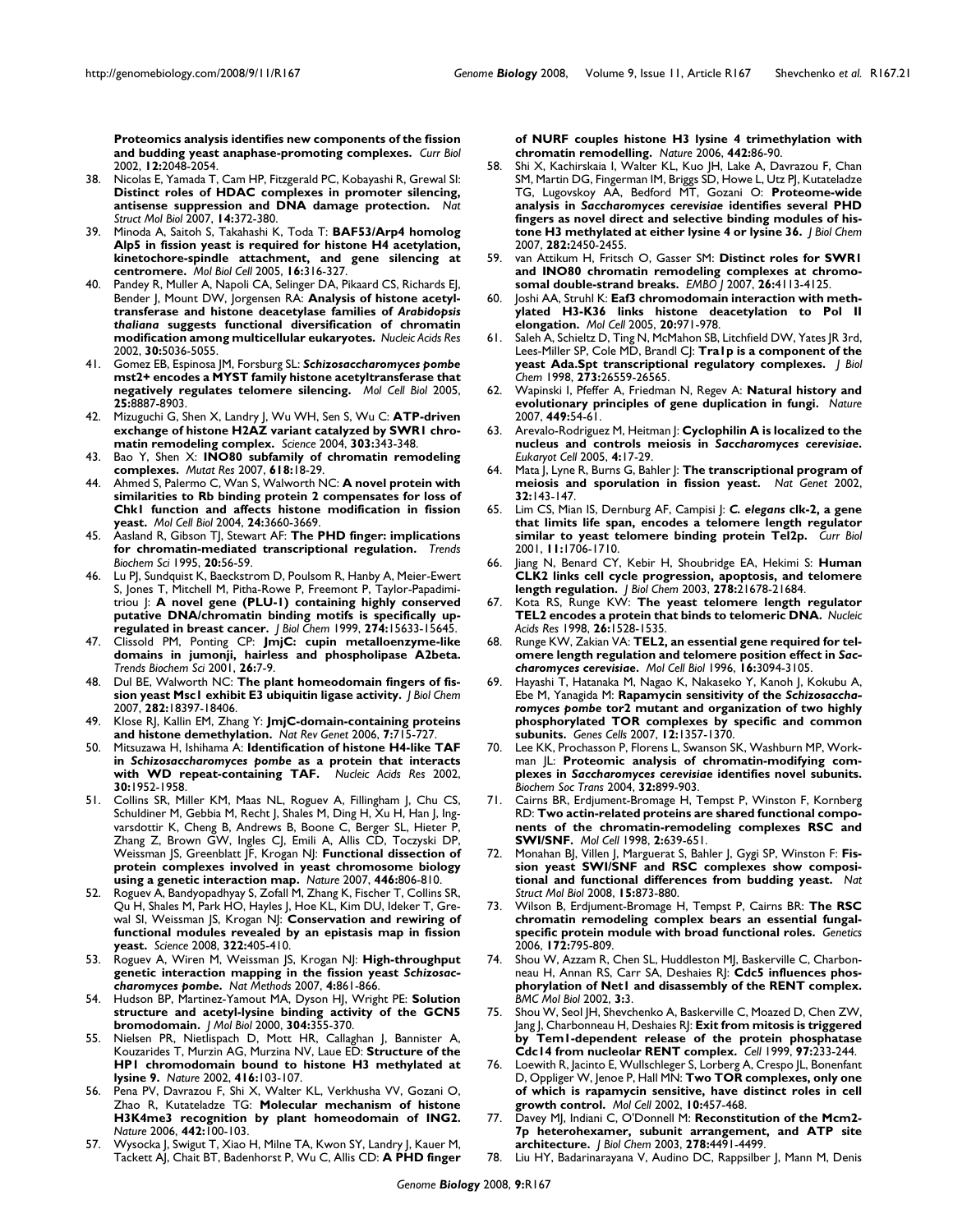**Proteomics analysis identifies new components of the fission and budding yeast anaphase-promoting complexes.** *Curr Biol* 2002, **12:**2048-2054.

38. Nicolas E, Yamada T, Cam HP, Fitzgerald PC, Kobayashi R, Grewal SI: **Distinct roles of HDAC complexes in promoter silencing, antisense suppression and DNA damage protection.** *Nat Struct Mol Biol* 2007, **14:**372-380.
39. Minoda A, Saitoh S, Takahashi K, Toda T: **BAF53/Arp4 homolog Alp5 in fission yeast is required for histone H4 acetylation, kinetochore-spindle attachment, and gene silencing at centromere.** *Mol Biol Cell* 2005, **16:**316-327.
40. Pandey R, Muller A, Napoli CA, Selinger DA, Pikaard CS, Richards EJ, Bender J, Mount DW, Jorgensen RA: **Analysis of histone acetyltransferase and histone deacetylase families of *Arabidopsis thaliana* suggests functional diversification of chromatin modification among multicellular eukaryotes.** *Nucleic Acids Res* 2002, **30:**5036-5055.
41. Gomez EB, Espinosa JM, Forsburg SL: ***Schizosaccharomyces pombe* mst2+ encodes a MYST family histone acetyltransferase that negatively regulates telomere silencing.** *Mol Cell Biol* 2005, **25:**8887-8903.
42. Mizuguchi G, Shen X, Landry J, Wu WH, Sen S, Wu C: **ATP-driven exchange of histone H2AZ variant catalyzed by SWR1 chromatin remodeling complex.** *Science* 2004, **303:**343-348.
43. Bao Y, Shen X: **INO80 subfamily of chromatin remodeling complexes.** *Mutat Res* 2007, **618:**18-29.
44. Ahmed S, Palermo C, Wan S, Walworth NC: **A novel protein with similarities to Rb binding protein 2 compensates for loss of Chk1 function and affects histone modification in fission yeast.** *Mol Cell Biol* 2004, **24:**3660-3669.
45. Aasland R, Gibson TJ, Stewart AF: **The PHD finger: implications for chromatin-mediated transcriptional regulation.** *Trends Biochem Sci* 1995, **20:**56-59.
46. Lu PJ, Sundquist K, Baeckstrom D, Poulsom R, Hanby A, Meier-Ewert S, Jones T, Mitchell M, Pitha-Rowe P, Freemont P, Taylor-Papadimitriou J: **A novel gene (PLU-1) containing highly conserved putative DNA/chromatin binding motifs is specifically up-regulated in breast cancer.** *J Biol Chem* 1999, **274:**15633-15645.
47. Clissold PM, Ponting CP: **JmjC: cupin metalloenzyme-like domains in jumonji, hairless and phospholipase A2beta.** *Trends Biochem Sci* 2001, **26:**7-9.
48. Dul BE, Walworth NC: **The plant homeodomain fingers of fission yeast Msc1 exhibit E3 ubiquitin ligase activity.** *J Biol Chem* 2007, **282:**18397-18406.
49. Klose RJ, Kallin EM, Zhang Y: **JmjC-domain-containing proteins and histone demethylation.** *Nat Rev Genet* 2006, **7:**715-727.
50. Mitsuzawa H, Ishihama A: **Identification of histone H4-like TAF in *Schizosaccharomyces pombe* as a protein that interacts with WD repeat-containing TAF.** *Nucleic Acids Res* 2002, **30:**1952-1958.
51. Collins SR, Miller KM, Maas NL, Roguev A, Fillingham J, Chu CS, Schuldiner M, Gebbia M, Recht J, Shales M, Ding H, Xu H, Han J, Ingvarsdottir K, Cheng B, Andrews B, Boone C, Berger SL, Hieter P, Zhang Z, Brown GW, Ingles CJ, Emili A, Allis CD, Toczyski DP, Weissman JS, Greenblatt JF, Krogan NJ: **Functional dissection of protein complexes involved in yeast chromosome biology using a genetic interaction map.** *Nature* 2007, **446:**806-810.
52. Roguev A, Bandyopadhyay S, Zofall M, Zhang K, Fischer T, Collins SR, Qu H, Shales M, Park HO, Hayles J, Hoe KL, Kim DU, Ideker T, Grewal SI, Weissman JS, Krogan NJ: **Conservation and rewiring of functional modules revealed by an epistasis map in fission yeast.** *Science* 2008, **322:**405-410.
53. Roguev A, Wiren M, Weissman JS, Krogan NJ: **High-throughput genetic interaction mapping in the fission yeast *Schizosaccharomyces pombe*.** *Nat Methods* 2007, **4:**861-866.
54. Hudson BP, Martinez-Yamout MA, Dyson HJ, Wright PE: **Solution structure and acetyl-lysine binding activity of the GCN5 bromodomain.** *J Mol Biol* 2000, **304:**355-370.
55. Nielsen PR, Nietlispach D, Mott HR, Callaghan J, Bannister A, Kouzarides T, Murzin AG, Murzina NV, Laue ED: **Structure of the HP1 chromodomain bound to histone H3 methylated at lysine 9.** *Nature* 2002, **416:**103-107.
56. Pena PV, Davrazou F, Shi X, Walter KL, Verkhusha VV, Gozani O, Zhao R, Kutateladze TG: **Molecular mechanism of histone H3K4me3 recognition by plant homeodomain of ING2.** *Nature* 2006, **442:**100-103.
57. Wysocka J, Swigut T, Xiao H, Milne TA, Kwon SY, Landry J, Kauer M, Tackett AJ, Chait BT, Badenhorst P, Wu C, Allis CD: **A PHD finger of NURF couples histone H3 lysine 4 trimethylation with chromatin remodelling.** *Nature* 2006, **442:**86-90.
58. Shi X, Kachirskaia I, Walter KL, Kuo JH, Lake A, Davrazou F, Chan SM, Martin DG, Fingerman IM, Briggs SD, Howe L, Utz PJ, Kutateladze TG, Lugovskoy AA, Bedford MT, Gozani O: **Proteome-wide analysis in *Saccharomyces cerevisiae* identifies several PHD fingers as novel direct and selective binding modules of histone H3 methylated at either lysine 4 or lysine 36.** *J Biol Chem* 2007, **282:**2450-2455.
59. van Attikum H, Fritsch O, Gasser SM: **Distinct roles for SWR1 and INO80 chromatin remodeling complexes at chromosomal double-strand breaks.** *EMBO J* 2007, **26:**4113-4125.
60. Joshi AA, Struhl K: **Eaf3 chromodomain interaction with methylated H3-K36 links histone deacetylation to Pol II elongation.** *Mol Cell* 2005, **20:**971-978.
61. Saleh A, Schieltz D, Ting N, McMahon SB, Litchfield DW, Yates JR 3rd, Lees-Miller SP, Cole MD, Brandl CJ: **Tra1p is a component of the yeast Ada.Spt transcriptional regulatory complexes.** *J Biol Chem* 1998, **273:**26559-26565.
62. Wapinski I, Pfeffer A, Friedman N, Regev A: **Natural history and evolutionary principles of gene duplication in fungi.** *Nature* 2007, **449:**54-61.
63. Arevalo-Rodriguez M, Heitman J: **Cyclophilin A is localized to the nucleus and controls meiosis in *Saccharomyces cerevisiae*.** *Eukaryot Cell* 2005, **4:**17-29.
64. Mata J, Lyne R, Burns G, Bahler J: **The transcriptional program of meiosis and sporulation in fission yeast.** *Nat Genet* 2002, **32:**143-147.
65. Lim CS, Mian IS, Dernburg AF, Campisi J: ***C. elegans* clk-2, a gene that limits life span, encodes a telomere length regulator similar to yeast telomere binding protein Tel2p.** *Curr Biol* 2001, **11:**1706-1710.
66. Jiang N, Benard CY, Kebir H, Shoubridge EA, Hekimi S: **Human CLK2 links cell cycle progression, apoptosis, and telomere length regulation.** *J Biol Chem* 2003, **278:**21678-21684.
67. Kota RS, Runge KW: **The yeast telomere length regulator TEL2 encodes a protein that binds to telomeric DNA.** *Nucleic Acids Res* 1998, **26:**1528-1535.
68. Runge KW, Zakian VA: **TEL2, an essential gene required for telomere length regulation and telomere position effect in *Saccharomyces cerevisiae*.** *Mol Cell Biol* 1996, **16:**3094-3105.
69. Hayashi T, Hatanaka M, Nagao K, Nakaseko Y, Kanoh J, Kokubu A, Ebe M, Yanagida M: **Rapamycin sensitivity of the *Schizosaccharomyces pombe* tor2 mutant and organization of two highly phosphorylated TOR complexes by specific and common subunits.** *Genes Cells* 2007, **12:**1357-1370.
70. Lee KK, Prochasson P, Florens L, Swanson SK, Washburn MP, Workman JL: **Proteomic analysis of chromatin-modifying complexes in *Saccharomyces cerevisiae* identifies novel subunits.** *Biochem Soc Trans* 2004, **32:**899-903.
71. Cairns BR, Erdjument-Bromage H, Tempst P, Winston F, Kornberg RD: **Two actin-related proteins are shared functional components of the chromatin-remodeling complexes RSC and SWI/SNF.** *Mol Cell* 1998, **2:**639-651.
72. Monahan BJ, Villen J, Marguerat S, Bahler J, Gygi SP, Winston F: **Fission yeast SWI/SNF and RSC complexes show compositional and functional differences from budding yeast.** *Nat Struct Mol Biol* 2008, **15:**873-880.
73. Wilson B, Erdjument-Bromage H, Tempst P, Cairns BR: **The RSC chromatin remodeling complex bears an essential fungal-specific protein module with broad functional roles.** *Genetics* 2006, **172:**795-809.
74. Shou W, Azzam R, Chen SL, Huddleston MJ, Baskerville C, Charbonneau H, Annan RS, Carr SA, Deshaies RJ: **Cdc5 influences phosphorylation of Net1 and disassembly of the RENT complex.** *BMC Mol Biol* 2002, **3:**3.
75. Shou W, Seol JH, Shevchenko A, Baskerville C, Moazed D, Chen ZW, Jang J, Charbonneau H, Deshaies RJ: **Exit from mitosis is triggered by Tem1-dependent release of the protein phosphatase Cdc14 from nucleolar RENT complex.** *Cell* 1999, **97:**233-244.
76. Loewith R, Jacinto E, Wullschleger S, Lorberg A, Crespo JL, Bonenfant D, Oppliger W, Jenoe P, Hall MN: **Two TOR complexes, only one of which is rapamycin sensitive, have distinct roles in cell growth control.** *Mol Cell* 2002, **10:**457-468.
77. Davey MJ, Indiani C, O'Donnell M: **Reconstitution of the Mcm2-7p heterohexamer, subunit arrangement, and ATP site architecture.** *J Biol Chem* 2003, **278:**4491-4499.
78. Liu HY, Badarinarayana V, Audino DC, Rappsilber J, Mann M, Denis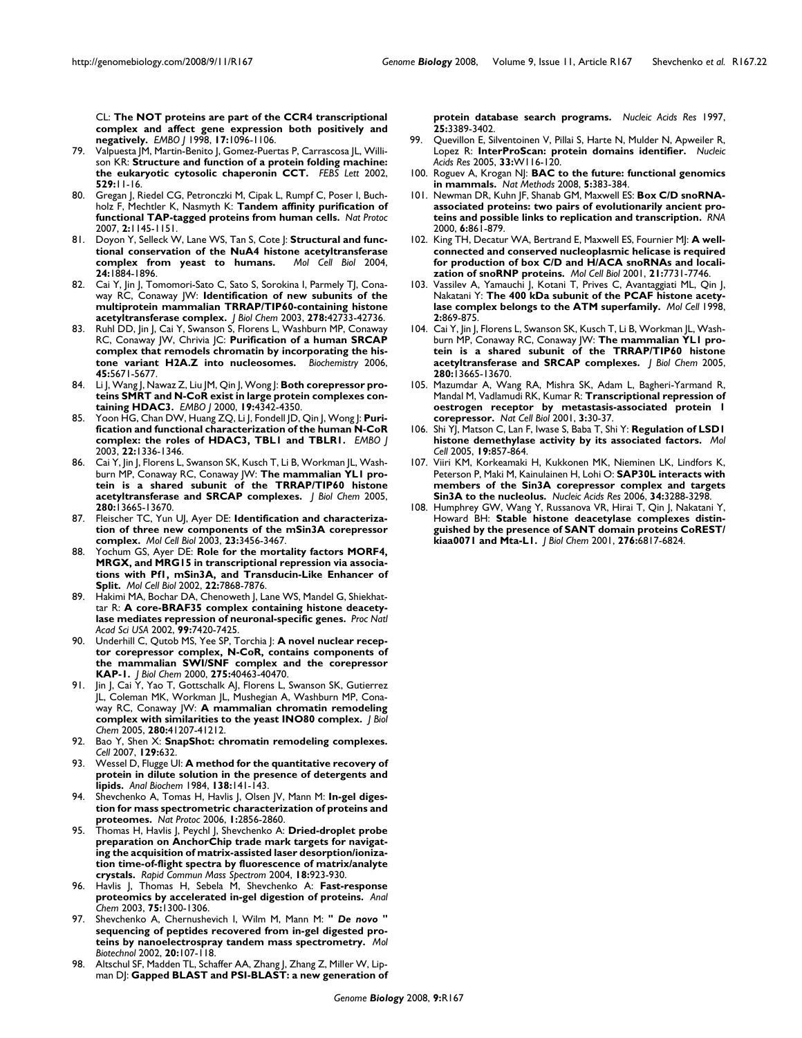CL: **The NOT proteins are part of the CCR4 transcriptional complex and affect gene expression both positively and negatively.** *EMBO J* 1998, **17:**1096-1106.

79. Valpuesta JM, Martin-Benito J, Gomez-Puertas P, Carrascosa JL, Willison KR: **Structure and function of a protein folding machine: the eukaryotic cytosolic chaperonin CCT.** *FEBS Lett* 2002, **529:**11-16.
80. Gregan J, Riedel CG, Petronczki M, Cipak L, Rumpf C, Poser I, Buchholz F, Mechtler K, Nasmyth K: **Tandem affinity purification of functional TAP-tagged proteins from human cells.** *Nat Protoc* 2007, **2:**1145-1151.
81. Doyon Y, Selleck W, Lane WS, Tan S, Cote J: **Structural and functional conservation of the NuA4 histone acetyltransferase complex from yeast to humans.** *Mol Cell Biol* 2004, **24:**1884-1896.
82. Cai Y, Jin J, Tomomori-Sato C, Sato S, Sorokina I, Parmely TJ, Conaway RC, Conaway JW: **Identification of new subunits of the multiprotein mammalian TRRAP/TIP60-containing histone acetyltransferase complex.** *J Biol Chem* 2003, **278:**42733-42736.
83. Ruhl DD, Jin J, Cai Y, Swanson S, Florens L, Washburn MP, Conaway RC, Conaway JW, Chrivia JC: **Purification of a human SRCAP complex that remodels chromatin by incorporating the histone variant H2A.Z into nucleosomes.** *Biochemistry* 2006, **45:**5671-5677.
84. Li J, Wang J, Nawaz Z, Liu JM, Qin J, Wong J: **Both corepressor proteins SMRT and N-CoR exist in large protein complexes containing HDAC3.** *EMBO J* 2000, **19:**4342-4350.
85. Yoon HG, Chan DW, Huang ZQ, Li J, Fondell JD, Qin J, Wong J: **Purification and functional characterization of the human N-CoR complex: the roles of HDAC3, TBL1 and TBLR1.** *EMBO J* 2003, **22:**1336-1346.
86. Cai Y, Jin J, Florens L, Swanson SK, Kusch T, Li B, Workman JL, Washburn MP, Conaway RC, Conaway JW: **The mammalian YL1 protein is a shared subunit of the TRRAP/TIP60 histone acetyltransferase and SRCAP complexes.** *J Biol Chem* 2005, **280:**13665-13670.
87. Fleischer TC, Yun UJ, Ayer DE: **Identification and characterization of three new components of the mSin3A corepressor complex.** *Mol Cell Biol* 2003, **23:**3456-3467.
88. Yochum GS, Ayer DE: **Role for the mortality factors MORF4, MRGX, and MRG15 in transcriptional repression via associations with Pf1, mSin3A, and Transducin-Like Enhancer of Split.** *Mol Cell Biol* 2002, **22:**7868-7876.
89. Hakimi MA, Bochar DA, Chenoweth J, Lane WS, Mandel G, Shiekhattar R: **A core-BRAF35 complex containing histone deacetylase mediates repression of neuronal-specific genes.** *Proc Natl Acad Sci USA* 2002, **99:**7420-7425.
90. Underhill C, Qutob MS, Yee SP, Torchia J: **A novel nuclear receptor corepressor complex, N-CoR, contains components of the mammalian SWI/SNF complex and the corepressor KAP-1.** *J Biol Chem* 2000, **275:**40463-40470.
91. Jin J, Cai Y, Yao T, Gottschalk AJ, Florens L, Swanson SK, Gutierrez JL, Coleman MK, Workman JL, Mushegian A, Washburn MP, Conaway RC, Conaway JW: **A mammalian chromatin remodeling complex with similarities to the yeast INO80 complex.** *J Biol Chem* 2005, **280:**41207-41212.
92. Bao Y, Shen X: **SnapShot: chromatin remodeling complexes.** *Cell* 2007, **129:**632.
93. Wessel D, Flugge UI: **A method for the quantitative recovery of protein in dilute solution in the presence of detergents and lipids.** *Anal Biochem* 1984, **138:**141-143.
94. Shevchenko A, Tomas H, Havlis J, Olsen JV, Mann M: **In-gel digestion for mass spectrometric characterization of proteins and proteomes.** *Nat Protoc* 2006, **1:**2856-2860.
95. Thomas H, Havlis J, Peychl J, Shevchenko A: **Dried-droplet probe preparation on AnchorChip trade mark targets for navigating the acquisition of matrix-assisted laser desorption/ionization time-of-flight spectra by fluorescence of matrix/analyte crystals.** *Rapid Commun Mass Spectrom* 2004, **18:**923-930.
96. Havlis J, Thomas H, Sebela M, Shevchenko A: **Fast-response proteomics by accelerated in-gel digestion of proteins.** *Anal Chem* 2003, **75:**1300-1306.
97. Shevchenko A, Chernushevich I, Wilm M, Mann M: **"*De novo*" sequencing of peptides recovered from in-gel digested proteins by nanoelectrospray tandem mass spectrometry.** *Mol Biotechnol* 2002, **20:**107-118.
98. Altschul SF, Madden TL, Schaffer AA, Zhang J, Zhang Z, Miller W, Lipman DJ: **Gapped BLAST and PSI-BLAST: a new generation of protein database search programs.** *Nucleic Acids Res* 1997, **25:**3389-3402.
99. Quevillon E, Silventoinen V, Pillai S, Harte N, Mulder N, Apweiler R, Lopez R: **InterProScan: protein domains identifier.** *Nucleic Acids Res* 2005, **33:**W116-120.
100. Roguev A, Krogan NJ: **BAC to the future: functional genomics in mammals.** *Nat Methods* 2008, **5:**383-384.
101. Newman DR, Kuhn JF, Shanab GM, Maxwell ES: **Box C/D snoRNA-associated proteins: two pairs of evolutionarily ancient proteins and possible links to replication and transcription.** *RNA* 2000, **6:**861-879.
102. King TH, Decatur WA, Bertrand E, Maxwell ES, Fournier MJ: **A well-connected and conserved nucleoplasmic helicase is required for production of box C/D and H/ACA snoRNAs and localization of snoRNP proteins.** *Mol Cell Biol* 2001, **21:**7731-7746.
103. Vassilev A, Yamauchi J, Kotani T, Prives C, Avantaggiati ML, Qin J, Nakatani Y: **The 400 kDa subunit of the PCAF histone acetylase complex belongs to the ATM superfamily.** *Mol Cell* 1998, **2:**869-875.
104. Cai Y, Jin J, Florens L, Swanson SK, Kusch T, Li B, Workman JL, Washburn MP, Conaway RC, Conaway JW: **The mammalian YL1 protein is a shared subunit of the TRRAP/TIP60 histone acetyltransferase and SRCAP complexes.** *J Biol Chem* 2005, **280:**13665-13670.
105. Mazumdar A, Wang RA, Mishra SK, Adam L, Bagheri-Yarmand R, Mandal M, Vadlamudi RK, Kumar R: **Transcriptional repression of oestrogen receptor by metastasis-associated protein 1 corepressor.** *Nat Cell Biol* 2001, **3:**30-37.
106. Shi YJ, Matson C, Lan F, Iwase S, Baba T, Shi Y: **Regulation of LSD1 histone demethylase activity by its associated factors.** *Mol Cell* 2005, **19:**857-864.
107. Viiri KM, Korkeamaki H, Kukkonen MK, Nieminen LK, Lindfors K, Peterson P, Maki M, Kainulainen H, Lohi O: **SAP30L interacts with members of the Sin3A corepressor complex and targets Sin3A to the nucleolus.** *Nucleic Acids Res* 2006, **34:**3288-3298.
108. Humphrey GW, Wang Y, Russanova VR, Hirai T, Qin J, Nakatani Y, Howard BH: **Stable histone deacetylase complexes distinguished by the presence of SANT domain proteins CoREST/kiaa0071 and Mta-L1.** *J Biol Chem* 2001, **276:**6817-6824.